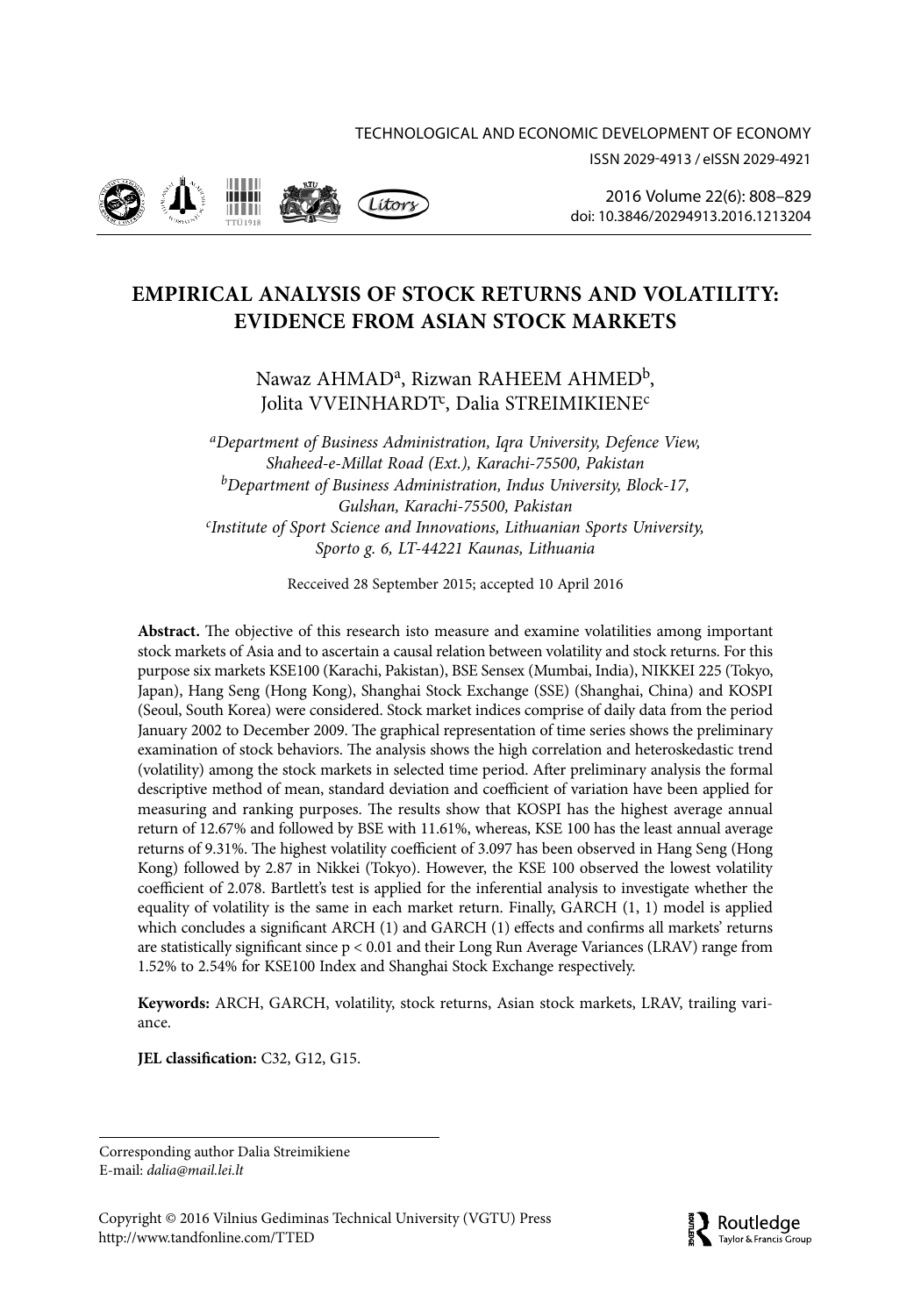TECHNOLOGICAL AND ECONOMIC DEVELOPMENT OF ECONOMY

ISSN 2029-4913 / eISSN 2029-4921

2016 Volume 22(6): 808–829

doi: 10.3846/20294913.2016.1213204

# EMPIRICAL ANALYSIS OF STOCK RETURNS AND VOLATILITY: EVIDENCE FROM ASIAN STOCK MARKETS

Nawaz AHMAD[a], Rizwan RAHEEM AHMED[b], Jolita VVEINHARDT[c], Dalia STREIMIKIENE[c]

*[a]Department of Business Administration, Iqra University, Defence View, Shaheed-e-Millat Road (Ext.), Karachi-75500, Pakistan*
*[b]Department of Business Administration, Indus University, Block-17, Gulshan, Karachi-75500, Pakistan*
*[c]Institute of Sport Science and Innovations, Lithuanian Sports University, Sporto g. 6, LT-44221 Kaunas, Lithuania*

Recceived 28 September 2015; accepted 10 April 2016

**Abstract.** The objective of this research isto measure and examine volatilities among important stock markets of Asia and to ascertain a causal relation between volatility and stock returns. For this purpose six markets KSE100 (Karachi, Pakistan), BSE Sensex (Mumbai, India), NIKKEI 225 (Tokyo, Japan), Hang Seng (Hong Kong), Shanghai Stock Exchange (SSE) (Shanghai, China) and KOSPI (Seoul, South Korea) were considered. Stock market indices comprise of daily data from the period January 2002 to December 2009. The graphical representation of time series shows the preliminary examination of stock behaviors. The analysis shows the high correlation and heteroskedastic trend (volatility) among the stock markets in selected time period. After preliminary analysis the formal descriptive method of mean, standard deviation and coefficient of variation have been applied for measuring and ranking purposes. The results show that KOSPI has the highest average annual return of 12.67% and followed by BSE with 11.61%, whereas, KSE 100 has the least annual average returns of 9.31%. The highest volatility coefficient of 3.097 has been observed in Hang Seng (Hong Kong) followed by 2.87 in Nikkei (Tokyo). However, the KSE 100 observed the lowest volatility coefficient of 2.078. Bartlett's test is applied for the inferential analysis to investigate whether the equality of volatility is the same in each market return. Finally, GARCH (1, 1) model is applied which concludes a significant ARCH (1) and GARCH (1) effects and confirms all markets' returns are statistically significant since $p < 0.01$ and their Long Run Average Variances (LRAV) range from 1.52% to 2.54% for KSE100 Index and Shanghai Stock Exchange respectively.

**Keywords:** ARCH, GARCH, volatility, stock returns, Asian stock markets, LRAV, trailing variance.

**JEL classification:** C32, G12, G15.

Corresponding author Dalia Streimikiene
E-mail: *dalia@mail.lei.lt*

Copyright © 2016 Vilnius Gediminas Technical University (VGTU) Press
http://www.tandfonline.com/TTED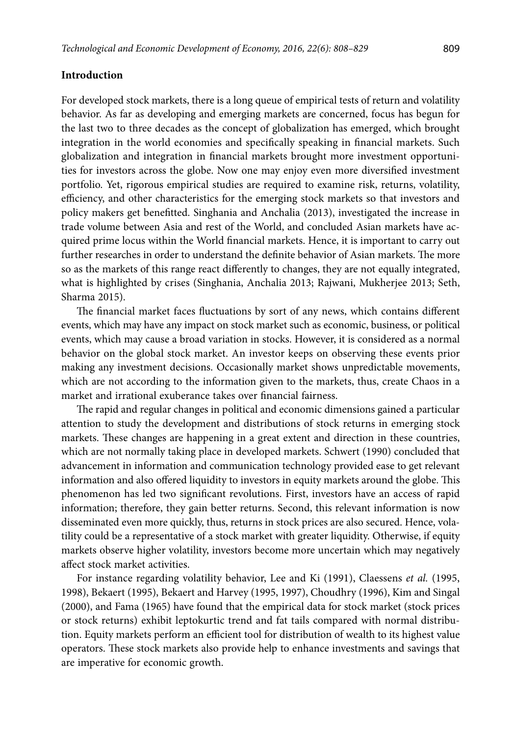## Introduction

For developed stock markets, there is a long queue of empirical tests of return and volatility behavior. As far as developing and emerging markets are concerned, focus has begun for the last two to three decades as the concept of globalization has emerged, which brought integration in the world economies and specifically speaking in financial markets. Such globalization and integration in financial markets brought more investment opportunities for investors across the globe. Now one may enjoy even more diversified investment portfolio. Yet, rigorous empirical studies are required to examine risk, returns, volatility, efficiency, and other characteristics for the emerging stock markets so that investors and policy makers get benefitted. Singhania and Anchalia (2013), investigated the increase in trade volume between Asia and rest of the World, and concluded Asian markets have acquired prime locus within the World financial markets. Hence, it is important to carry out further researches in order to understand the definite behavior of Asian markets. The more so as the markets of this range react differently to changes, they are not equally integrated, what is highlighted by crises (Singhania, Anchalia 2013; Rajwani, Mukherjee 2013; Seth, Sharma 2015).

The financial market faces fluctuations by sort of any news, which contains different events, which may have any impact on stock market such as economic, business, or political events, which may cause a broad variation in stocks. However, it is considered as a normal behavior on the global stock market. An investor keeps on observing these events prior making any investment decisions. Occasionally market shows unpredictable movements, which are not according to the information given to the markets, thus, create Chaos in a market and irrational exuberance takes over financial fairness.

The rapid and regular changes in political and economic dimensions gained a particular attention to study the development and distributions of stock returns in emerging stock markets. These changes are happening in a great extent and direction in these countries, which are not normally taking place in developed markets. Schwert (1990) concluded that advancement in information and communication technology provided ease to get relevant information and also offered liquidity to investors in equity markets around the globe. This phenomenon has led two significant revolutions. First, investors have an access of rapid information; therefore, they gain better returns. Second, this relevant information is now disseminated even more quickly, thus, returns in stock prices are also secured. Hence, volatility could be a representative of a stock market with greater liquidity. Otherwise, if equity markets observe higher volatility, investors become more uncertain which may negatively affect stock market activities.

For instance regarding volatility behavior, Lee and Ki (1991), Claessens *et al.* (1995, 1998), Bekaert (1995), Bekaert and Harvey (1995, 1997), Choudhry (1996), Kim and Singal (2000), and Fama (1965) have found that the empirical data for stock market (stock prices or stock returns) exhibit leptokurtic trend and fat tails compared with normal distribution. Equity markets perform an efficient tool for distribution of wealth to its highest value operators. These stock markets also provide help to enhance investments and savings that are imperative for economic growth.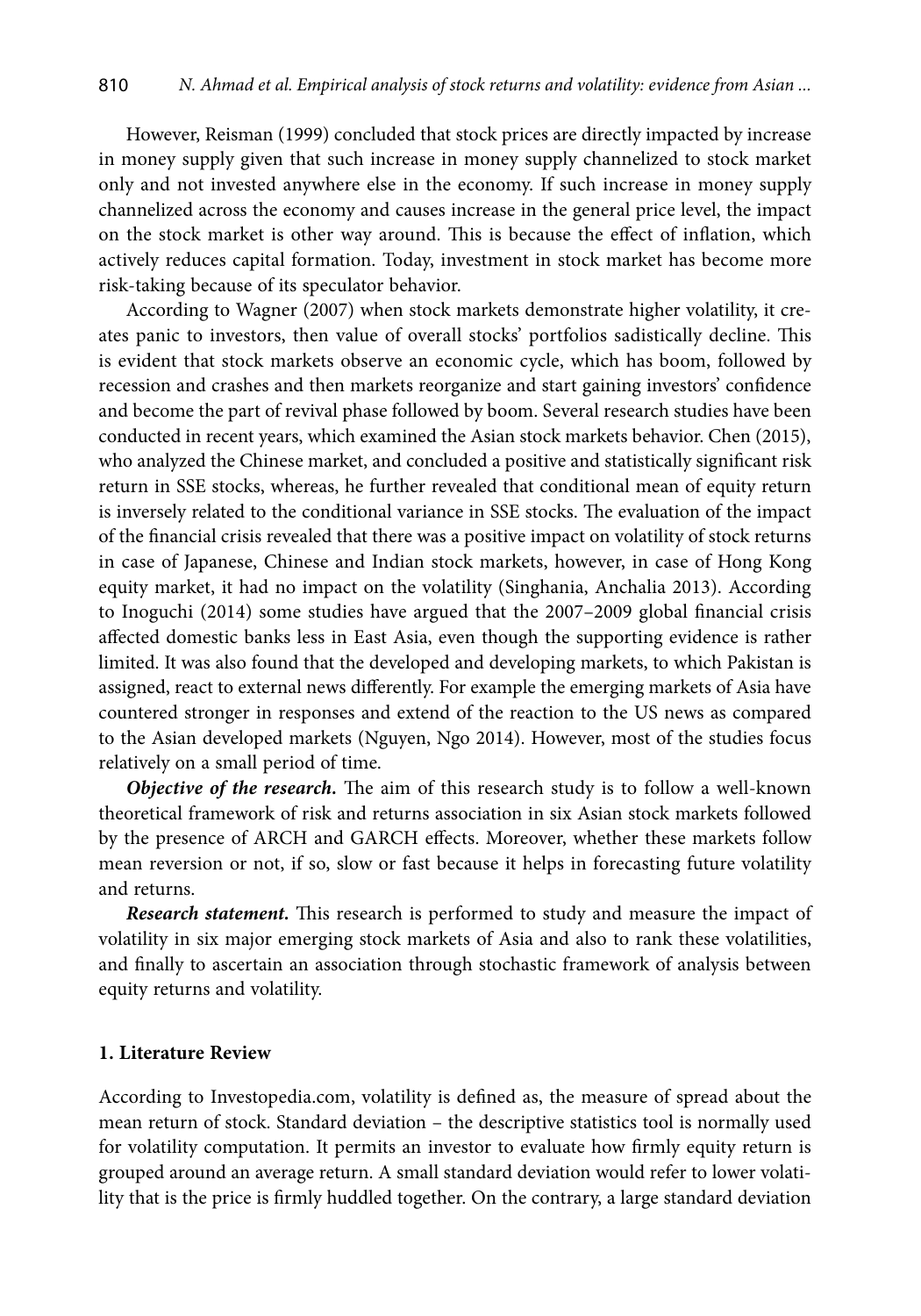However, Reisman (1999) concluded that stock prices are directly impacted by increase in money supply given that such increase in money supply channelized to stock market only and not invested anywhere else in the economy. If such increase in money supply channelized across the economy and causes increase in the general price level, the impact on the stock market is other way around. This is because the effect of inflation, which actively reduces capital formation. Today, investment in stock market has become more risk-taking because of its speculator behavior.

According to Wagner (2007) when stock markets demonstrate higher volatility, it creates panic to investors, then value of overall stocks' portfolios sadistically decline. This is evident that stock markets observe an economic cycle, which has boom, followed by recession and crashes and then markets reorganize and start gaining investors' confidence and become the part of revival phase followed by boom. Several research studies have been conducted in recent years, which examined the Asian stock markets behavior. Chen (2015), who analyzed the Chinese market, and concluded a positive and statistically significant risk return in SSE stocks, whereas, he further revealed that conditional mean of equity return is inversely related to the conditional variance in SSE stocks. The evaluation of the impact of the financial crisis revealed that there was a positive impact on volatility of stock returns in case of Japanese, Chinese and Indian stock markets, however, in case of Hong Kong equity market, it had no impact on the volatility (Singhania, Anchalia 2013). According to Inoguchi (2014) some studies have argued that the 2007–2009 global financial crisis affected domestic banks less in East Asia, even though the supporting evidence is rather limited. It was also found that the developed and developing markets, to which Pakistan is assigned, react to external news differently. For example the emerging markets of Asia have countered stronger in responses and extend of the reaction to the US news as compared to the Asian developed markets (Nguyen, Ngo 2014). However, most of the studies focus relatively on a small period of time.

***Objective of the research.*** The aim of this research study is to follow a well-known theoretical framework of risk and returns association in six Asian stock markets followed by the presence of ARCH and GARCH effects. Moreover, whether these markets follow mean reversion or not, if so, slow or fast because it helps in forecasting future volatility and returns.

***Research statement.*** This research is performed to study and measure the impact of volatility in six major emerging stock markets of Asia and also to rank these volatilities, and finally to ascertain an association through stochastic framework of analysis between equity returns and volatility.

## 1. Literature Review

According to Investopedia.com, volatility is defined as, the measure of spread about the mean return of stock. Standard deviation – the descriptive statistics tool is normally used for volatility computation. It permits an investor to evaluate how firmly equity return is grouped around an average return. A small standard deviation would refer to lower volatility that is the price is firmly huddled together. On the contrary, a large standard deviation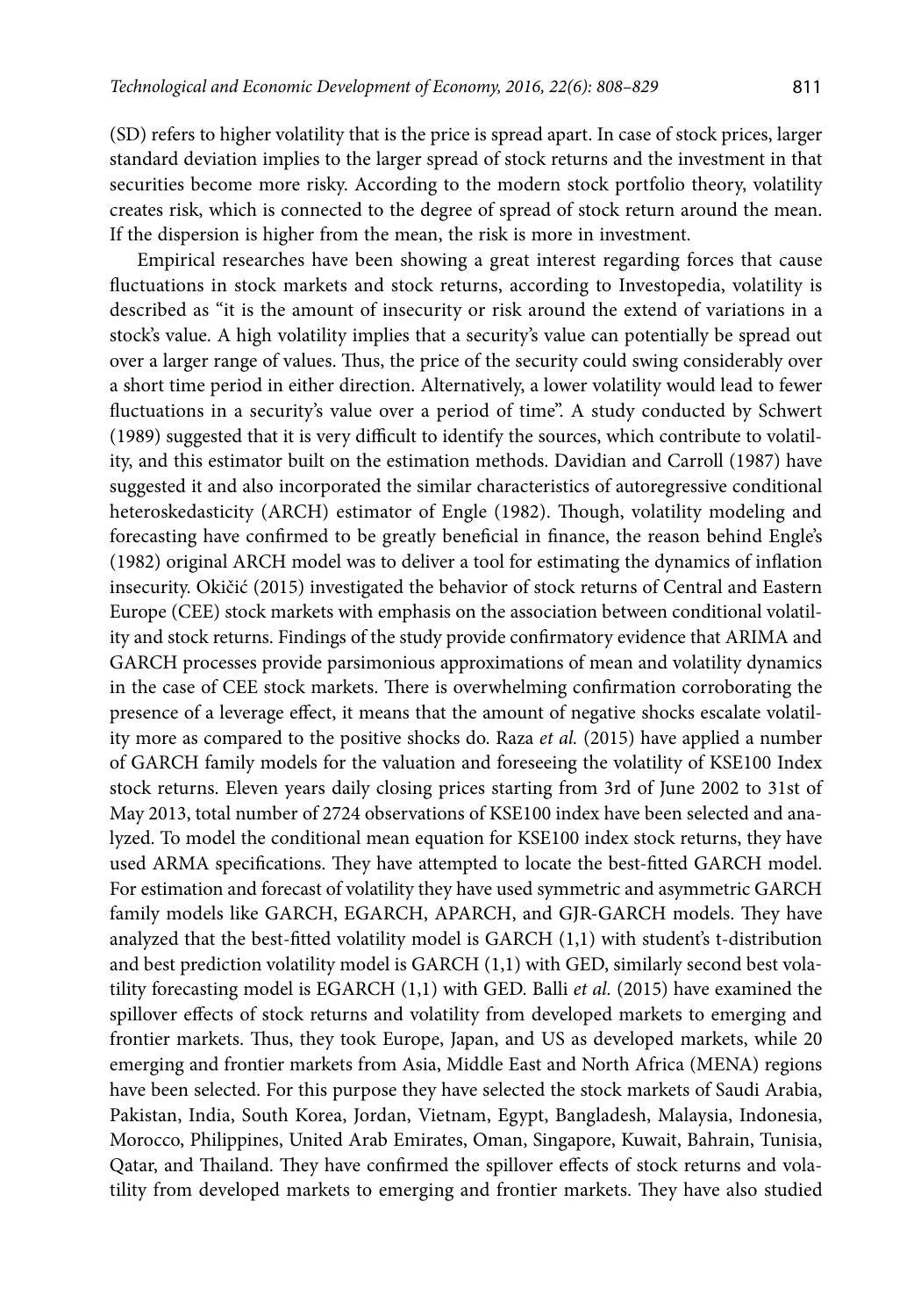(SD) refers to higher volatility that is the price is spread apart. In case of stock prices, larger standard deviation implies to the larger spread of stock returns and the investment in that securities become more risky. According to the modern stock portfolio theory, volatility creates risk, which is connected to the degree of spread of stock return around the mean. If the dispersion is higher from the mean, the risk is more in investment.

Empirical researches have been showing a great interest regarding forces that cause fluctuations in stock markets and stock returns, according to Investopedia, volatility is described as "it is the amount of insecurity or risk around the extend of variations in a stock's value. A high volatility implies that a security's value can potentially be spread out over a larger range of values. Thus, the price of the security could swing considerably over a short time period in either direction. Alternatively, a lower volatility would lead to fewer fluctuations in a security's value over a period of time". A study conducted by Schwert (1989) suggested that it is very difficult to identify the sources, which contribute to volatility, and this estimator built on the estimation methods. Davidian and Carroll (1987) have suggested it and also incorporated the similar characteristics of autoregressive conditional heteroskedasticity (ARCH) estimator of Engle (1982). Though, volatility modeling and forecasting have confirmed to be greatly beneficial in finance, the reason behind Engle's (1982) original ARCH model was to deliver a tool for estimating the dynamics of inflation insecurity. Okičić (2015) investigated the behavior of stock returns of Central and Eastern Europe (CEE) stock markets with emphasis on the association between conditional volatility and stock returns. Findings of the study provide confirmatory evidence that ARIMA and GARCH processes provide parsimonious approximations of mean and volatility dynamics in the case of CEE stock markets. There is overwhelming confirmation corroborating the presence of a leverage effect, it means that the amount of negative shocks escalate volatility more as compared to the positive shocks do. Raza *et al.* (2015) have applied a number of GARCH family models for the valuation and foreseeing the volatility of KSE100 Index stock returns. Eleven years daily closing prices starting from 3rd of June 2002 to 31st of May 2013, total number of 2724 observations of KSE100 index have been selected and analyzed. To model the conditional mean equation for KSE100 index stock returns, they have used ARMA specifications. They have attempted to locate the best-fitted GARCH model. For estimation and forecast of volatility they have used symmetric and asymmetric GARCH family models like GARCH, EGARCH, APARCH, and GJR-GARCH models. They have analyzed that the best-fitted volatility model is GARCH (1,1) with student's t-distribution and best prediction volatility model is GARCH (1,1) with GED, similarly second best volatility forecasting model is EGARCH (1,1) with GED. Balli *et al.* (2015) have examined the spillover effects of stock returns and volatility from developed markets to emerging and frontier markets. Thus, they took Europe, Japan, and US as developed markets, while 20 emerging and frontier markets from Asia, Middle East and North Africa (MENA) regions have been selected. For this purpose they have selected the stock markets of Saudi Arabia, Pakistan, India, South Korea, Jordan, Vietnam, Egypt, Bangladesh, Malaysia, Indonesia, Morocco, Philippines, United Arab Emirates, Oman, Singapore, Kuwait, Bahrain, Tunisia, Qatar, and Thailand. They have confirmed the spillover effects of stock returns and volatility from developed markets to emerging and frontier markets. They have also studied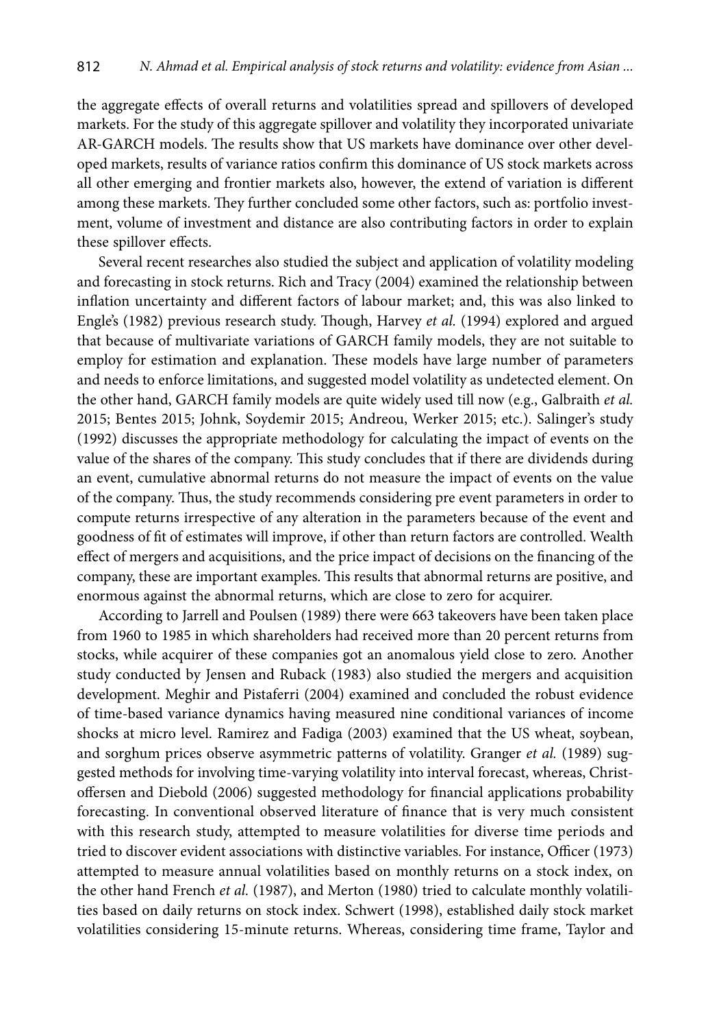the aggregate effects of overall returns and volatilities spread and spillovers of developed markets. For the study of this aggregate spillover and volatility they incorporated univariate AR-GARCH models. The results show that US markets have dominance over other developed markets, results of variance ratios confirm this dominance of US stock markets across all other emerging and frontier markets also, however, the extend of variation is different among these markets. They further concluded some other factors, such as: portfolio investment, volume of investment and distance are also contributing factors in order to explain these spillover effects.

Several recent researches also studied the subject and application of volatility modeling and forecasting in stock returns. Rich and Tracy (2004) examined the relationship between inflation uncertainty and different factors of labour market; and, this was also linked to Engle's (1982) previous research study. Though, Harvey *et al.* (1994) explored and argued that because of multivariate variations of GARCH family models, they are not suitable to employ for estimation and explanation. These models have large number of parameters and needs to enforce limitations, and suggested model volatility as undetected element. On the other hand, GARCH family models are quite widely used till now (e.g., Galbraith *et al.* 2015; Bentes 2015; Johnk, Soydemir 2015; Andreou, Werker 2015; etc.). Salinger's study (1992) discusses the appropriate methodology for calculating the impact of events on the value of the shares of the company. This study concludes that if there are dividends during an event, cumulative abnormal returns do not measure the impact of events on the value of the company. Thus, the study recommends considering pre event parameters in order to compute returns irrespective of any alteration in the parameters because of the event and goodness of fit of estimates will improve, if other than return factors are controlled. Wealth effect of mergers and acquisitions, and the price impact of decisions on the financing of the company, these are important examples. This results that abnormal returns are positive, and enormous against the abnormal returns, which are close to zero for acquirer.

According to Jarrell and Poulsen (1989) there were 663 takeovers have been taken place from 1960 to 1985 in which shareholders had received more than 20 percent returns from stocks, while acquirer of these companies got an anomalous yield close to zero. Another study conducted by Jensen and Ruback (1983) also studied the mergers and acquisition development. Meghir and Pistaferri (2004) examined and concluded the robust evidence of time-based variance dynamics having measured nine conditional variances of income shocks at micro level. Ramirez and Fadiga (2003) examined that the US wheat, soybean, and sorghum prices observe asymmetric patterns of volatility. Granger *et al.* (1989) suggested methods for involving time-varying volatility into interval forecast, whereas, Christoffersen and Diebold (2006) suggested methodology for financial applications probability forecasting. In conventional observed literature of finance that is very much consistent with this research study, attempted to measure volatilities for diverse time periods and tried to discover evident associations with distinctive variables. For instance, Officer (1973) attempted to measure annual volatilities based on monthly returns on a stock index, on the other hand French *et al.* (1987), and Merton (1980) tried to calculate monthly volatilities based on daily returns on stock index. Schwert (1998), established daily stock market volatilities considering 15-minute returns. Whereas, considering time frame, Taylor and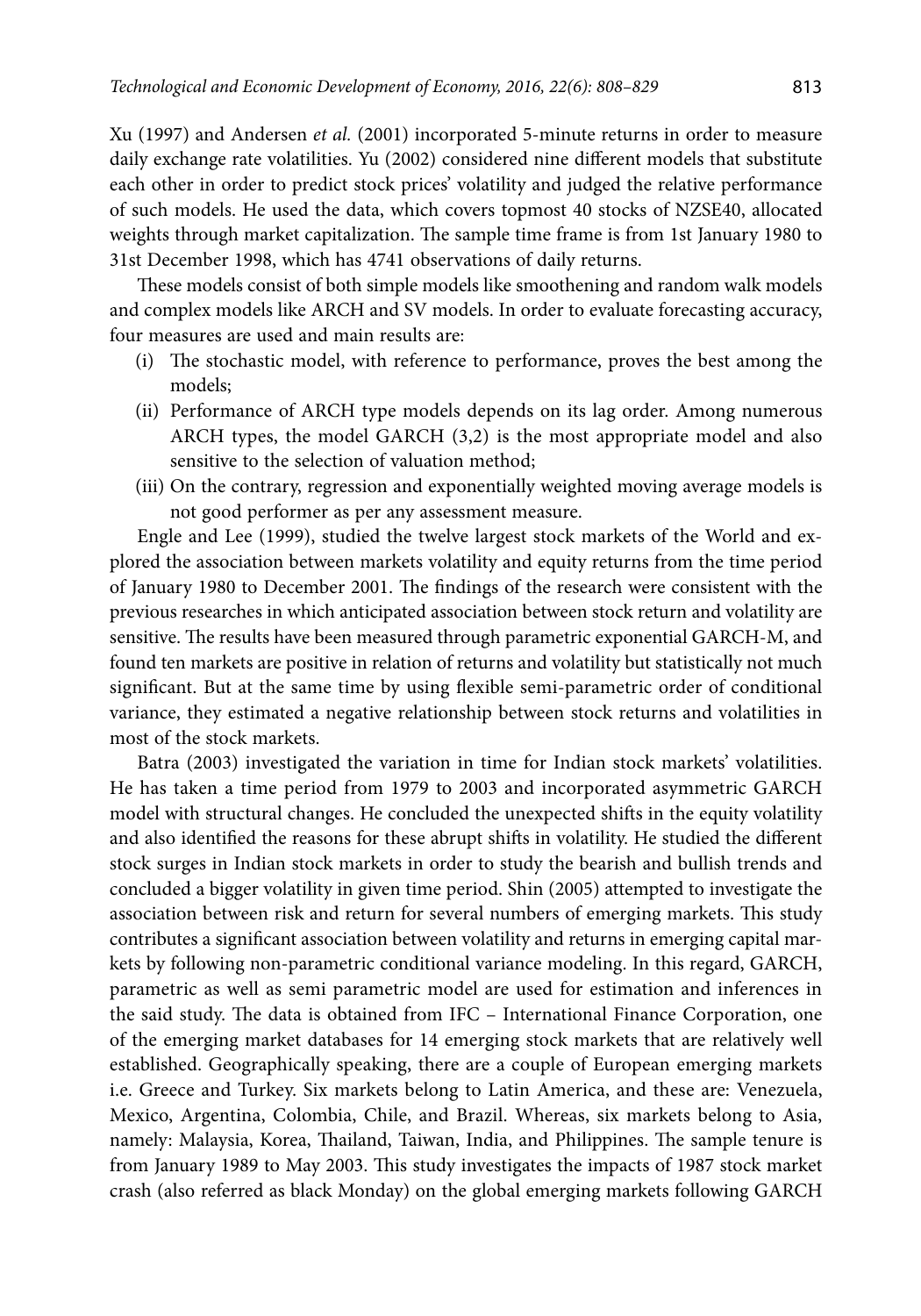Xu (1997) and Andersen *et al.* (2001) incorporated 5-minute returns in order to measure daily exchange rate volatilities. Yu (2002) considered nine different models that substitute each other in order to predict stock prices' volatility and judged the relative performance of such models. He used the data, which covers topmost 40 stocks of NZSE40, allocated weights through market capitalization. The sample time frame is from 1st January 1980 to 31st December 1998, which has 4741 observations of daily returns.

These models consist of both simple models like smoothening and random walk models and complex models like ARCH and SV models. In order to evaluate forecasting accuracy, four measures are used and main results are:

(i) The stochastic model, with reference to performance, proves the best among the models;

(ii) Performance of ARCH type models depends on its lag order. Among numerous ARCH types, the model GARCH (3,2) is the most appropriate model and also sensitive to the selection of valuation method;

(iii) On the contrary, regression and exponentially weighted moving average models is not good performer as per any assessment measure.

Engle and Lee (1999), studied the twelve largest stock markets of the World and explored the association between markets volatility and equity returns from the time period of January 1980 to December 2001. The findings of the research were consistent with the previous researches in which anticipated association between stock return and volatility are sensitive. The results have been measured through parametric exponential GARCH-M, and found ten markets are positive in relation of returns and volatility but statistically not much significant. But at the same time by using flexible semi-parametric order of conditional variance, they estimated a negative relationship between stock returns and volatilities in most of the stock markets.

Batra (2003) investigated the variation in time for Indian stock markets' volatilities. He has taken a time period from 1979 to 2003 and incorporated asymmetric GARCH model with structural changes. He concluded the unexpected shifts in the equity volatility and also identified the reasons for these abrupt shifts in volatility. He studied the different stock surges in Indian stock markets in order to study the bearish and bullish trends and concluded a bigger volatility in given time period. Shin (2005) attempted to investigate the association between risk and return for several numbers of emerging markets. This study contributes a significant association between volatility and returns in emerging capital markets by following non-parametric conditional variance modeling. In this regard, GARCH, parametric as well as semi parametric model are used for estimation and inferences in the said study. The data is obtained from IFC – International Finance Corporation, one of the emerging market databases for 14 emerging stock markets that are relatively well established. Geographically speaking, there are a couple of European emerging markets i.e. Greece and Turkey. Six markets belong to Latin America, and these are: Venezuela, Mexico, Argentina, Colombia, Chile, and Brazil. Whereas, six markets belong to Asia, namely: Malaysia, Korea, Thailand, Taiwan, India, and Philippines. The sample tenure is from January 1989 to May 2003. This study investigates the impacts of 1987 stock market crash (also referred as black Monday) on the global emerging markets following GARCH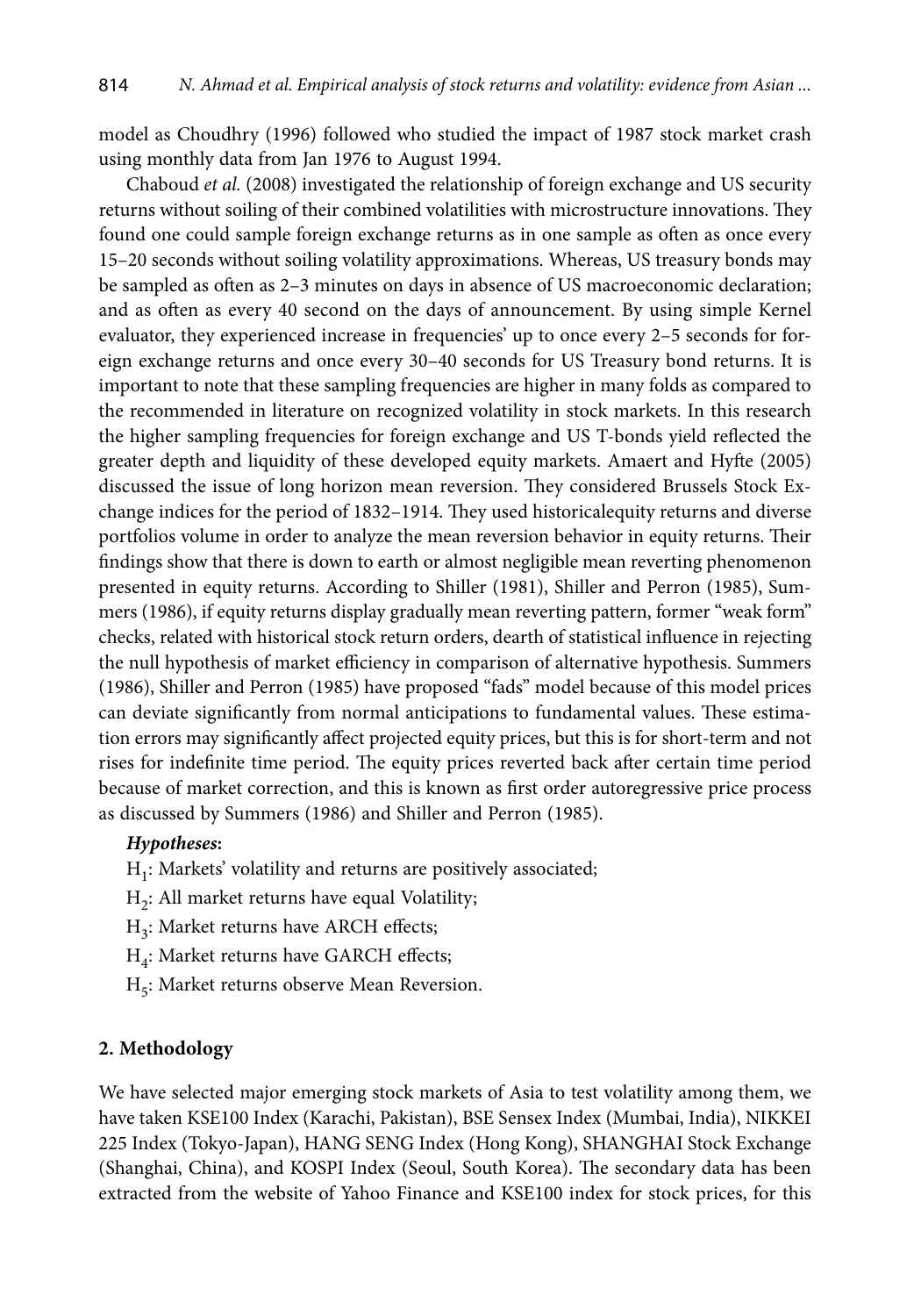model as Choudhry (1996) followed who studied the impact of 1987 stock market crash using monthly data from Jan 1976 to August 1994.

Chaboud *et al.* (2008) investigated the relationship of foreign exchange and US security returns without soiling of their combined volatilities with microstructure innovations. They found one could sample foreign exchange returns as in one sample as often as once every 15–20 seconds without soiling volatility approximations. Whereas, US treasury bonds may be sampled as often as 2–3 minutes on days in absence of US macroeconomic declaration; and as often as every 40 second on the days of announcement. By using simple Kernel evaluator, they experienced increase in frequencies' up to once every 2–5 seconds for foreign exchange returns and once every 30–40 seconds for US Treasury bond returns. It is important to note that these sampling frequencies are higher in many folds as compared to the recommended in literature on recognized volatility in stock markets. In this research the higher sampling frequencies for foreign exchange and US T-bonds yield reflected the greater depth and liquidity of these developed equity markets. Amaert and Hyfte (2005) discussed the issue of long horizon mean reversion. They considered Brussels Stock Exchange indices for the period of 1832–1914. They used historicalequity returns and diverse portfolios volume in order to analyze the mean reversion behavior in equity returns. Their findings show that there is down to earth or almost negligible mean reverting phenomenon presented in equity returns. According to Shiller (1981), Shiller and Perron (1985), Summers (1986), if equity returns display gradually mean reverting pattern, former "weak form" checks, related with historical stock return orders, dearth of statistical influence in rejecting the null hypothesis of market efficiency in comparison of alternative hypothesis. Summers (1986), Shiller and Perron (1985) have proposed "fads" model because of this model prices can deviate significantly from normal anticipations to fundamental values. These estimation errors may significantly affect projected equity prices, but this is for short-term and not rises for indefinite time period. The equity prices reverted back after certain time period because of market correction, and this is known as first order autoregressive price process as discussed by Summers (1986) and Shiller and Perron (1985).

***Hypotheses*:**

$H_1$: Markets' volatility and returns are positively associated;

$H_2$: All market returns have equal Volatility;

$H_3$: Market returns have ARCH effects;

$H_4$: Market returns have GARCH effects;

$H_5$: Market returns observe Mean Reversion.

## 2. Methodology

We have selected major emerging stock markets of Asia to test volatility among them, we have taken KSE100 Index (Karachi, Pakistan), BSE Sensex Index (Mumbai, India), NIKKEI 225 Index (Tokyo-Japan), HANG SENG Index (Hong Kong), SHANGHAI Stock Exchange (Shanghai, China), and KOSPI Index (Seoul, South Korea). The secondary data has been extracted from the website of Yahoo Finance and KSE100 index for stock prices, for this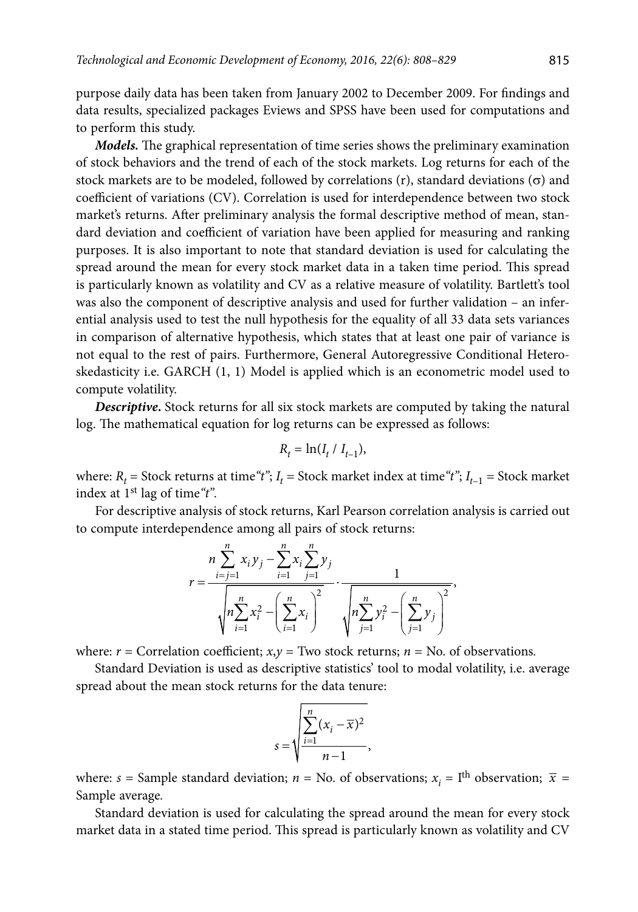purpose daily data has been taken from January 2002 to December 2009. For findings and data results, specialized packages Eviews and SPSS have been used for computations and to perform this study.

***Models.*** The graphical representation of time series shows the preliminary examination of stock behaviors and the trend of each of the stock markets. Log returns for each of the stock markets are to be modeled, followed by correlations (r), standard deviations (σ) and coefficient of variations (CV). Correlation is used for interdependence between two stock market's returns. After preliminary analysis the formal descriptive method of mean, standard deviation and coefficient of variation have been applied for measuring and ranking purposes. It is also important to note that standard deviation is used for calculating the spread around the mean for every stock market data in a taken time period. This spread is particularly known as volatility and CV as a relative measure of volatility. Bartlett's tool was also the component of descriptive analysis and used for further validation – an inferential analysis used to test the null hypothesis for the equality of all 33 data sets variances in comparison of alternative hypothesis, which states that at least one pair of variance is not equal to the rest of pairs. Furthermore, General Autoregressive Conditional Heteroskedasticity i.e. GARCH (1, 1) Model is applied which is an econometric model used to compute volatility.

***Descriptive.*** Stock returns for all six stock markets are computed by taking the natural log. The mathematical equation for log returns can be expressed as follows:

$$R_t = \ln(I_t / I_{t-1}),$$

where: $R_t$ = Stock returns at time "$t$"; $I_t$ = Stock market index at time "$t$"; $I_{t-1}$ = Stock market index at 1st lag of time "$t$".

For descriptive analysis of stock returns, Karl Pearson correlation analysis is carried out to compute interdependence among all pairs of stock returns:

$$r = \frac{n\sum_{i=j=1}^{n} x_i y_j - \sum_{i=1}^{n} x_i \sum_{j=1}^{n} y_j}{\sqrt{n\sum_{i=1}^{n} x_i^2 - \left(\sum_{i=1}^{n} x_i\right)^2}} \cdot \frac{1}{\sqrt{n\sum_{j=1}^{n} y_i^2 - \left(\sum_{j=1}^{n} y_j\right)^2}},$$

where: $r$ = Correlation coefficient; $x,y$ = Two stock returns; $n$ = No. of observations.

Standard Deviation is used as descriptive statistics' tool to modal volatility, i.e. average spread about the mean stock returns for the data tenure:

$$s = \sqrt{\frac{\sum_{i=1}^{n}(x_i - \overline{x})^2}{n-1}},$$

where: $s$ = Sample standard deviation; $n$ = No. of observations; $x_i$ = I$^{th}$ observation; $\overline{x}$ = Sample average.

Standard deviation is used for calculating the spread around the mean for every stock market data in a stated time period. This spread is particularly known as volatility and CV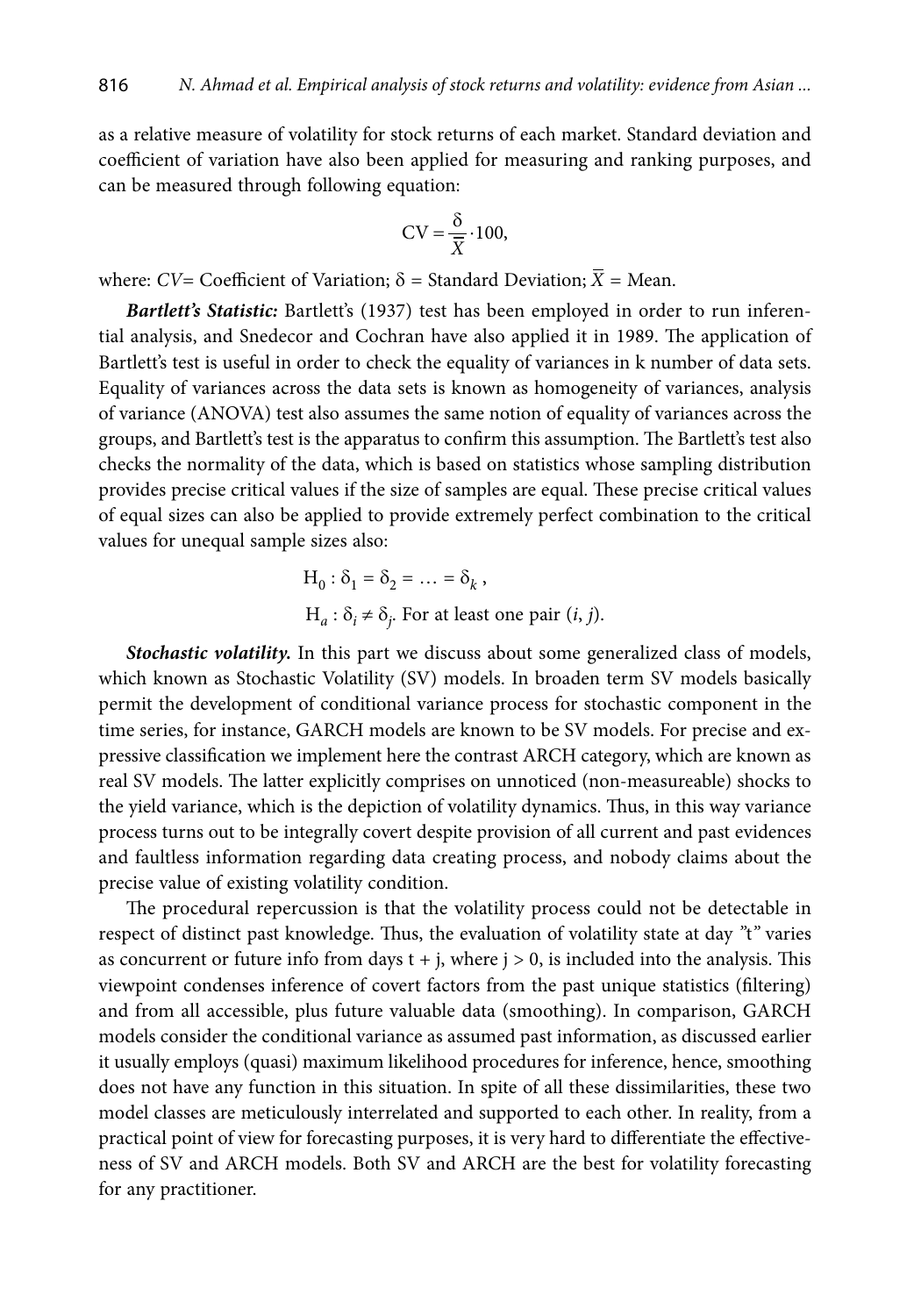as a relative measure of volatility for stock returns of each market. Standard deviation and coefficient of variation have also been applied for measuring and ranking purposes, and can be measured through following equation:

$$\mathrm{CV} = \frac{\delta}{\overline{\overline{X}}} \cdot 100,$$

where: *CV*= Coefficient of Variation; δ = Standard Deviation; $\overline{X}$ = Mean.

***Bartlett's Statistic:*** Bartlett's (1937) test has been employed in order to run inferential analysis, and Snedecor and Cochran have also applied it in 1989. The application of Bartlett's test is useful in order to check the equality of variances in k number of data sets. Equality of variances across the data sets is known as homogeneity of variances, analysis of variance (ANOVA) test also assumes the same notion of equality of variances across the groups, and Bartlett's test is the apparatus to confirm this assumption. The Bartlett's test also checks the normality of the data, which is based on statistics whose sampling distribution provides precise critical values if the size of samples are equal. These precise critical values of equal sizes can also be applied to provide extremely perfect combination to the critical values for unequal sample sizes also:

$$\mathrm{H}_0 : \delta_1 = \delta_2 = \ldots = \delta_k \,,$$

$$\mathrm{H}_a : \delta_i \neq \delta_j. \text{ For at least one pair } (i, j).$$

***Stochastic volatility.*** In this part we discuss about some generalized class of models, which known as Stochastic Volatility (SV) models. In broaden term SV models basically permit the development of conditional variance process for stochastic component in the time series, for instance, GARCH models are known to be SV models. For precise and expressive classification we implement here the contrast ARCH category, which are known as real SV models. The latter explicitly comprises on unnoticed (non-measureable) shocks to the yield variance, which is the depiction of volatility dynamics. Thus, in this way variance process turns out to be integrally covert despite provision of all current and past evidences and faultless information regarding data creating process, and nobody claims about the precise value of existing volatility condition.

The procedural repercussion is that the volatility process could not be detectable in respect of distinct past knowledge. Thus, the evaluation of volatility state at day "t" varies as concurrent or future info from days t + j, where j > 0, is included into the analysis. This viewpoint condenses inference of covert factors from the past unique statistics (filtering) and from all accessible, plus future valuable data (smoothing). In comparison, GARCH models consider the conditional variance as assumed past information, as discussed earlier it usually employs (quasi) maximum likelihood procedures for inference, hence, smoothing does not have any function in this situation. In spite of all these dissimilarities, these two model classes are meticulously interrelated and supported to each other. In reality, from a practical point of view for forecasting purposes, it is very hard to differentiate the effectiveness of SV and ARCH models. Both SV and ARCH are the best for volatility forecasting for any practitioner.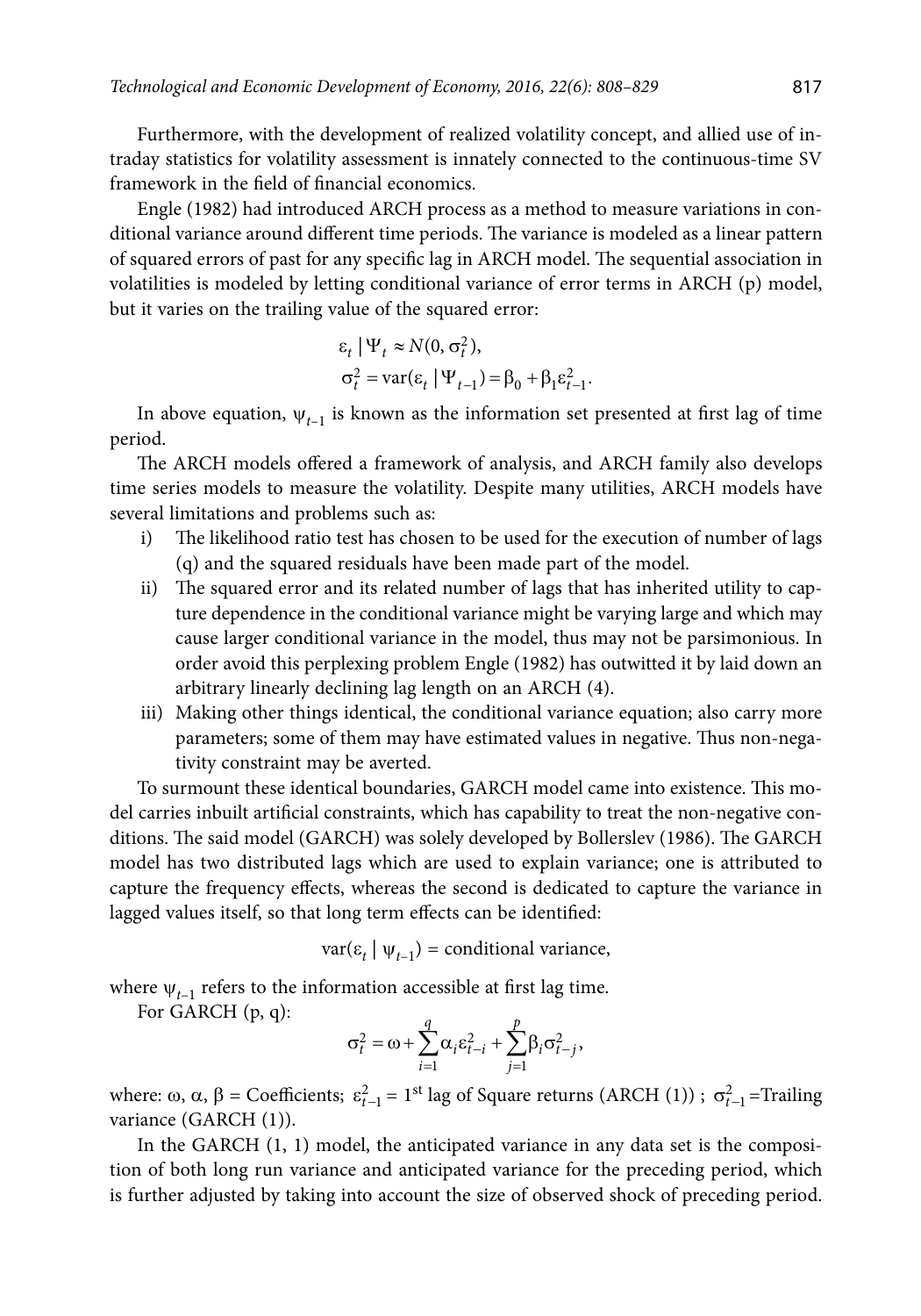Furthermore, with the development of realized volatility concept, and allied use of intraday statistics for volatility assessment is innately connected to the continuous-time SV framework in the field of financial economics.

Engle (1982) had introduced ARCH process as a method to measure variations in conditional variance around different time periods. The variance is modeled as a linear pattern of squared errors of past for any specific lag in ARCH model. The sequential association in volatilities is modeled by letting conditional variance of error terms in ARCH (p) model, but it varies on the trailing value of the squared error:

$$\varepsilon_t \mid \Psi_t \approx N(0, \sigma_t^2),$$
$$\sigma_t^2 = \text{var}(\varepsilon_t \mid \Psi_{t-1}) = \beta_0 + \beta_1 \varepsilon_{t-1}^2.$$

In above equation, $\psi_{t-1}$ is known as the information set presented at first lag of time period.

The ARCH models offered a framework of analysis, and ARCH family also develops time series models to measure the volatility. Despite many utilities, ARCH models have several limitations and problems such as:

i) The likelihood ratio test has chosen to be used for the execution of number of lags (q) and the squared residuals have been made part of the model.
ii) The squared error and its related number of lags that has inherited utility to capture dependence in the conditional variance might be varying large and which may cause larger conditional variance in the model, thus may not be parsimonious. In order avoid this perplexing problem Engle (1982) has outwitted it by laid down an arbitrary linearly declining lag length on an ARCH (4).
iii) Making other things identical, the conditional variance equation; also carry more parameters; some of them may have estimated values in negative. Thus non-negativity constraint may be averted.

To surmount these identical boundaries, GARCH model came into existence. This model carries inbuilt artificial constraints, which has capability to treat the non-negative conditions. The said model (GARCH) was solely developed by Bollerslev (1986). The GARCH model has two distributed lags which are used to explain variance; one is attributed to capture the frequency effects, whereas the second is dedicated to capture the variance in lagged values itself, so that long term effects can be identified:

$$\text{var}(\varepsilon_t \mid \psi_{t-1}) = \text{conditional variance},$$

where $\psi_{t-1}$ refers to the information accessible at first lag time.

For GARCH (p, q):

$$\sigma_t^2 = \omega + \sum_{i=1}^{q} \alpha_i \varepsilon_{t-i}^2 + \sum_{j=1}^{p} \beta_i \sigma_{t-j}^2,$$

where: $\omega$, $\alpha$, $\beta$ = Coefficients; $\varepsilon_{t-1}^2$ = 1st lag of Square returns (ARCH (1)) ; $\sigma_{t-1}^2$ =Trailing variance (GARCH (1)).

In the GARCH (1, 1) model, the anticipated variance in any data set is the composition of both long run variance and anticipated variance for the preceding period, which is further adjusted by taking into account the size of observed shock of preceding period.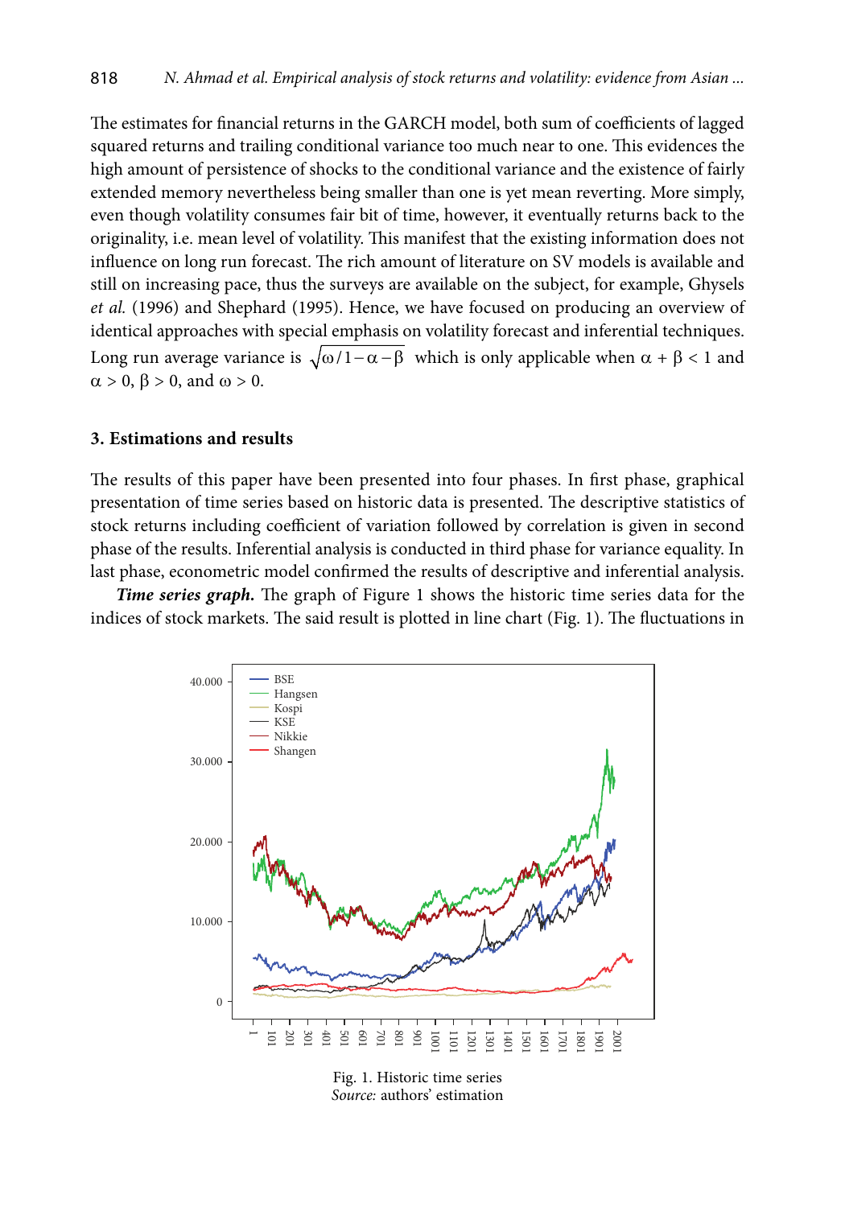The estimates for financial returns in the GARCH model, both sum of coefficients of lagged squared returns and trailing conditional variance too much near to one. This evidences the high amount of persistence of shocks to the conditional variance and the existence of fairly extended memory nevertheless being smaller than one is yet mean reverting. More simply, even though volatility consumes fair bit of time, however, it eventually returns back to the originality, i.e. mean level of volatility. This manifest that the existing information does not influence on long run forecast. The rich amount of literature on SV models is available and still on increasing pace, thus the surveys are available on the subject, for example, Ghysels *et al.* (1996) and Shephard (1995). Hence, we have focused on producing an overview of identical approaches with special emphasis on volatility forecast and inferential techniques. Long run average variance is $\sqrt{\omega / 1 - \alpha - \beta}$ which is only applicable when $\alpha + \beta < 1$ and $\alpha > 0$, $\beta > 0$, and $\omega > 0$.

## 3. Estimations and results

The results of this paper have been presented into four phases. In first phase, graphical presentation of time series based on historic data is presented. The descriptive statistics of stock returns including coefficient of variation followed by correlation is given in second phase of the results. Inferential analysis is conducted in third phase for variance equality. In last phase, econometric model confirmed the results of descriptive and inferential analysis.

***Time series graph.*** The graph of Figure 1 shows the historic time series data for the indices of stock markets. The said result is plotted in line chart (Fig. 1). The fluctuations in

BSE
Hangsen
Kospi
KSE
Nikkie
Shangen

40.000
30.000
20.000
10.000
0

1 101 201 301 401 501 601 701 801 901 1001 1101 1201 1301 1401 1501 1601 1701 1801 1901 2001

Fig. 1. Historic time series
*Source:* authors' estimation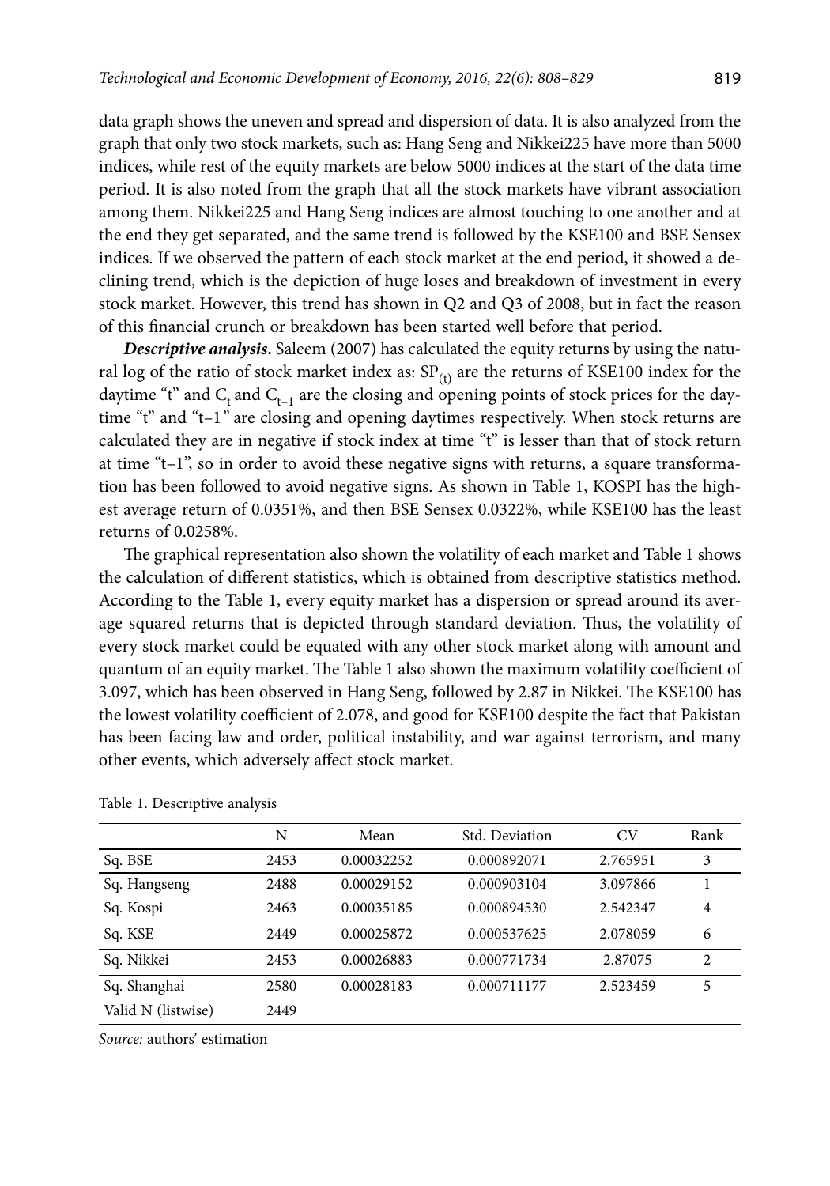data graph shows the uneven and spread and dispersion of data. It is also analyzed from the graph that only two stock markets, such as: Hang Seng and Nikkei225 have more than 5000 indices, while rest of the equity markets are below 5000 indices at the start of the data time period. It is also noted from the graph that all the stock markets have vibrant association among them. Nikkei225 and Hang Seng indices are almost touching to one another and at the end they get separated, and the same trend is followed by the KSE100 and BSE Sensex indices. If we observed the pattern of each stock market at the end period, it showed a declining trend, which is the depiction of huge loses and breakdown of investment in every stock market. However, this trend has shown in Q2 and Q3 of 2008, but in fact the reason of this financial crunch or breakdown has been started well before that period.

***Descriptive analysis.*** Saleem (2007) has calculated the equity returns by using the natural log of the ratio of stock market index as: $SP_{(t)}$ are the returns of KSE100 index for the daytime "t" and $C_t$ and $C_{t-1}$ are the closing and opening points of stock prices for the daytime "t" and "t–1" are closing and opening daytimes respectively. When stock returns are calculated they are in negative if stock index at time "t" is lesser than that of stock return at time "t–1", so in order to avoid these negative signs with returns, a square transformation has been followed to avoid negative signs. As shown in Table 1, KOSPI has the highest average return of 0.0351%, and then BSE Sensex 0.0322%, while KSE100 has the least returns of 0.0258%.

The graphical representation also shown the volatility of each market and Table 1 shows the calculation of different statistics, which is obtained from descriptive statistics method. According to the Table 1, every equity market has a dispersion or spread around its average squared returns that is depicted through standard deviation. Thus, the volatility of every stock market could be equated with any other stock market along with amount and quantum of an equity market. The Table 1 also shown the maximum volatility coefficient of 3.097, which has been observed in Hang Seng, followed by 2.87 in Nikkei. The KSE100 has the lowest volatility coefficient of 2.078, and good for KSE100 despite the fact that Pakistan has been facing law and order, political instability, and war against terrorism, and many other events, which adversely affect stock market.

Table 1. Descriptive analysis

| | N | Mean | Std. Deviation | CV | Rank |
|---|---|---|---|---|---|
| Sq. BSE | 2453 | 0.00032252 | 0.000892071 | 2.765951 | 3 |
| Sq. Hangseng | 2488 | 0.00029152 | 0.000903104 | 3.097866 | 1 |
| Sq. Kospi | 2463 | 0.00035185 | 0.000894530 | 2.542347 | 4 |
| Sq. KSE | 2449 | 0.00025872 | 0.000537625 | 2.078059 | 6 |
| Sq. Nikkei | 2453 | 0.00026883 | 0.000771734 | 2.87075 | 2 |
| Sq. Shanghai | 2580 | 0.00028183 | 0.000711177 | 2.523459 | 5 |
| Valid N (listwise) | 2449 | | | | |

*Source:* authors' estimation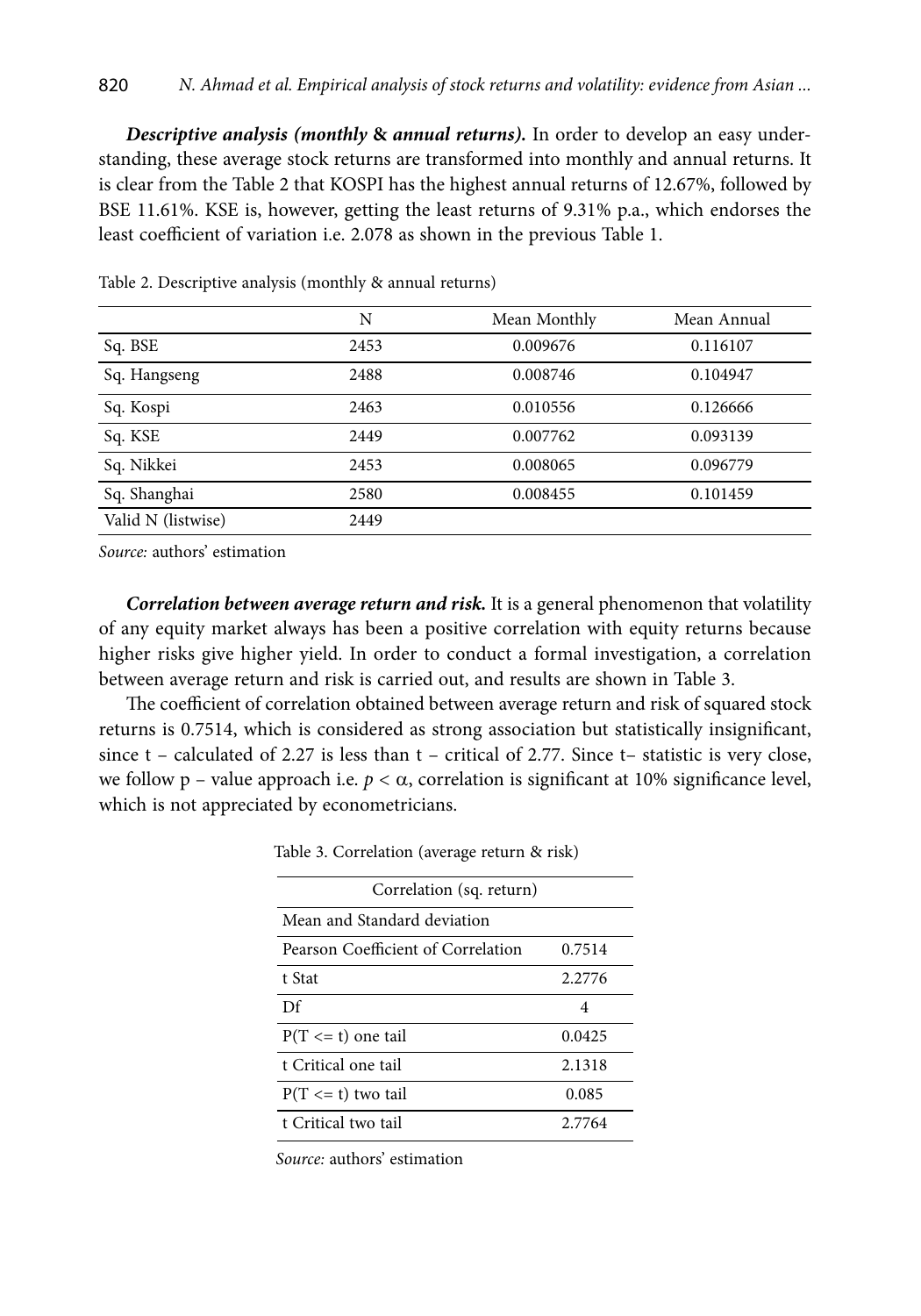***Descriptive analysis (monthly* & *annual returns).*** In order to develop an easy understanding, these average stock returns are transformed into monthly and annual returns. It is clear from the Table 2 that KOSPI has the highest annual returns of 12.67%, followed by BSE 11.61%. KSE is, however, getting the least returns of 9.31% p.a., which endorses the least coefficient of variation i.e. 2.078 as shown in the previous Table 1.

Table 2. Descriptive analysis (monthly & annual returns)

| | N | Mean Monthly | Mean Annual |
|---|---|---|---|
| Sq. BSE | 2453 | 0.009676 | 0.116107 |
| Sq. Hangseng | 2488 | 0.008746 | 0.104947 |
| Sq. Kospi | 2463 | 0.010556 | 0.126666 |
| Sq. KSE | 2449 | 0.007762 | 0.093139 |
| Sq. Nikkei | 2453 | 0.008065 | 0.096779 |
| Sq. Shanghai | 2580 | 0.008455 | 0.101459 |
| Valid N (listwise) | 2449 | | |

*Source:* authors' estimation

***Correlation between average return and risk.*** It is a general phenomenon that volatility of any equity market always has been a positive correlation with equity returns because higher risks give higher yield. In order to conduct a formal investigation, a correlation between average return and risk is carried out, and results are shown in Table 3.

The coefficient of correlation obtained between average return and risk of squared stock returns is 0.7514, which is considered as strong association but statistically insignificant, since t – calculated of 2.27 is less than t – critical of 2.77. Since t– statistic is very close, we follow p – value approach i.e. $p < \alpha$, correlation is significant at 10% significance level, which is not appreciated by econometricians.

Table 3. Correlation (average return & risk)

| Correlation (sq. return) | |
|---|---|
| Mean and Standard deviation | |
| Pearson Coefficient of Correlation | 0.7514 |
| t Stat | 2.2776 |
| Df | 4 |
| P(T <= t) one tail | 0.0425 |
| t Critical one tail | 2.1318 |
| P(T <= t) two tail | 0.085 |
| t Critical two tail | 2.7764 |

*Source:* authors' estimation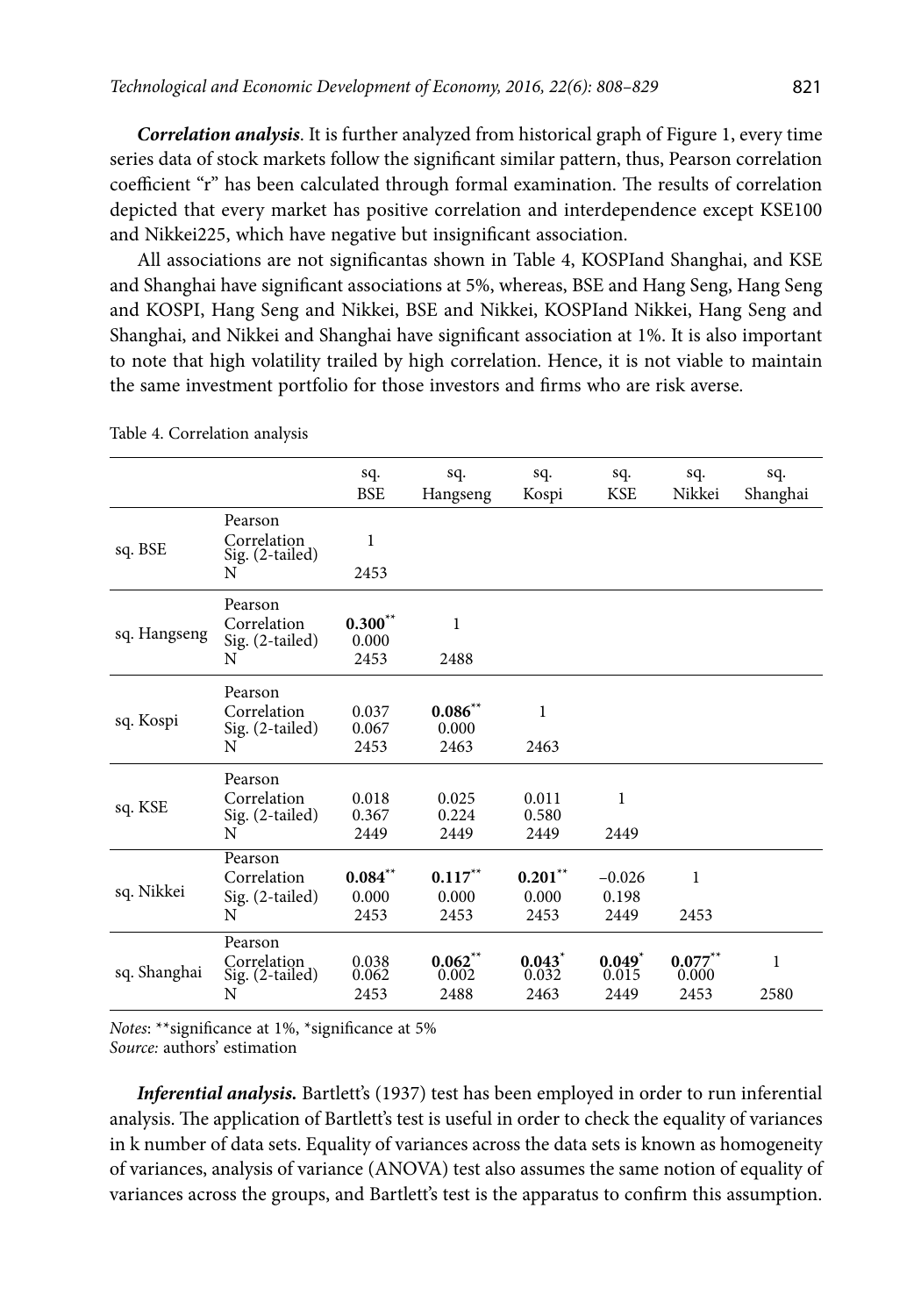***Correlation analysis***. It is further analyzed from historical graph of Figure 1, every time series data of stock markets follow the significant similar pattern, thus, Pearson correlation coefficient "r" has been calculated through formal examination. The results of correlation depicted that every market has positive correlation and interdependence except KSE100 and Nikkei225, which have negative but insignificant association.

All associations are not significantas shown in Table 4, KOSPIand Shanghai, and KSE and Shanghai have significant associations at 5%, whereas, BSE and Hang Seng, Hang Seng and KOSPI, Hang Seng and Nikkei, BSE and Nikkei, KOSPIand Nikkei, Hang Seng and Shanghai, and Nikkei and Shanghai have significant association at 1%. It is also important to note that high volatility trailed by high correlation. Hence, it is not viable to maintain the same investment portfolio for those investors and firms who are risk averse.

Table 4. Correlation analysis

| | | sq. BSE | sq. Hangseng | sq. Kospi | sq. KSE | sq. Nikkei | sq. Shanghai |
|---|---|---|---|---|---|---|---|
| sq. BSE | Pearson Correlation | 1 | | | | | |
| | Sig. (2-tailed) | | | | | | |
| | N | 2453 | | | | | |
| sq. Hangseng | Pearson Correlation | **0.300**\*\* | 1 | | | | |
| | Sig. (2-tailed) | 0.000 | | | | | |
| | N | 2453 | 2488 | | | | |
| sq. Kospi | Pearson Correlation | 0.037 | **0.086**\*\* | 1 | | | |
| | Sig. (2-tailed) | 0.067 | 0.000 | | | | |
| | N | 2453 | 2463 | 2463 | | | |
| sq. KSE | Pearson Correlation | 0.018 | 0.025 | 0.011 | 1 | | |
| | Sig. (2-tailed) | 0.367 | 0.224 | 0.580 | | | |
| | N | 2449 | 2449 | 2449 | 2449 | | |
| sq. Nikkei | Pearson Correlation | **0.084**\*\* | **0.117**\*\* | **0.201**\*\* | −0.026 | 1 | |
| | Sig. (2-tailed) | 0.000 | 0.000 | 0.000 | 0.198 | | |
| | N | 2453 | 2453 | 2453 | 2449 | 2453 | |
| sq. Shanghai | Pearson Correlation | 0.038 | **0.062**\*\* | **0.043**\* | **0.049**\* | **0.077**\*\* | 1 |
| | Sig. (2-tailed) | 0.062 | 0.002 | 0.032 | 0.015 | 0.000 | |
| | N | 2453 | 2488 | 2463 | 2449 | 2453 | 2580 |

*Notes*: \*\*significance at 1%, \*significance at 5%
*Source:* authors' estimation

***Inferential analysis.*** Bartlett's (1937) test has been employed in order to run inferential analysis. The application of Bartlett's test is useful in order to check the equality of variances in k number of data sets. Equality of variances across the data sets is known as homogeneity of variances, analysis of variance (ANOVA) test also assumes the same notion of equality of variances across the groups, and Bartlett's test is the apparatus to confirm this assumption.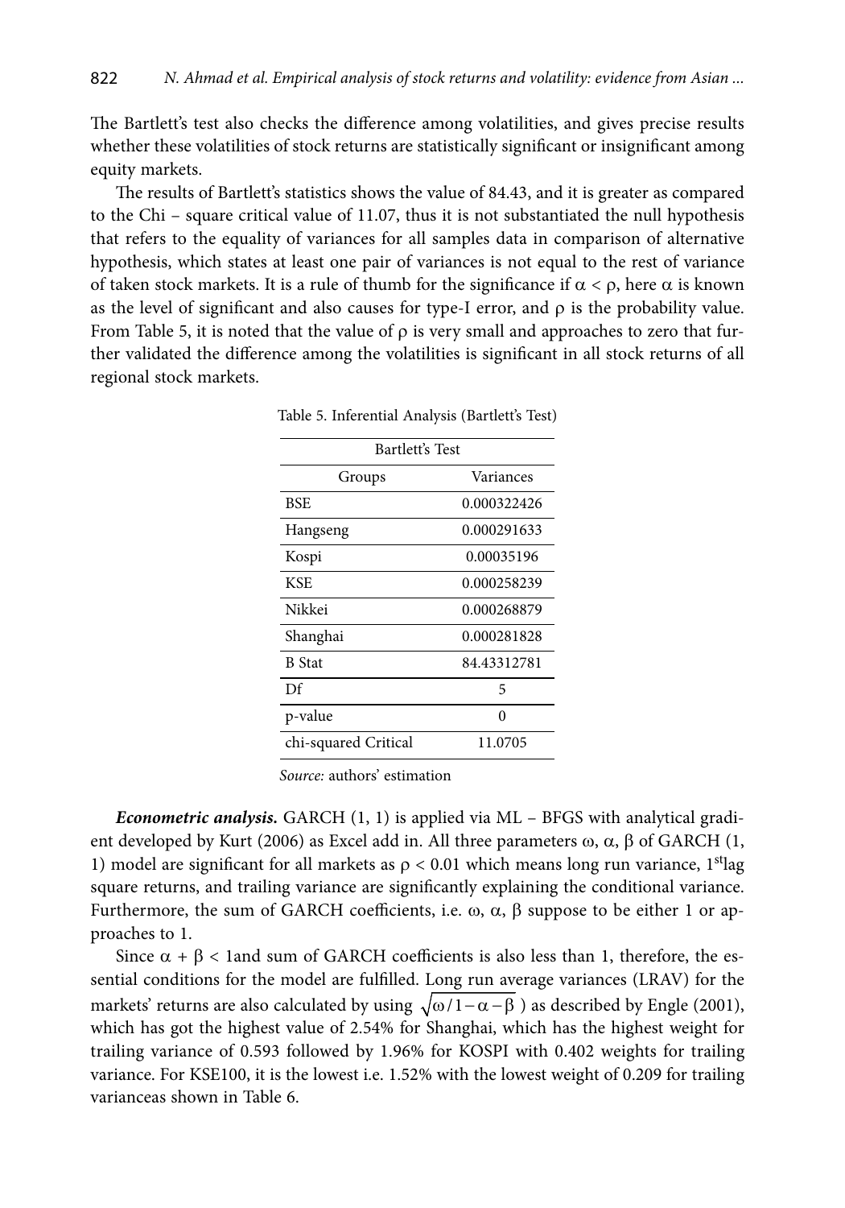The Bartlett's test also checks the difference among volatilities, and gives precise results whether these volatilities of stock returns are statistically significant or insignificant among equity markets.

The results of Bartlett's statistics shows the value of 84.43, and it is greater as compared to the Chi – square critical value of 11.07, thus it is not substantiated the null hypothesis that refers to the equality of variances for all samples data in comparison of alternative hypothesis, which states at least one pair of variances is not equal to the rest of variance of taken stock markets. It is a rule of thumb for the significance if $\alpha < \rho$, here $\alpha$ is known as the level of significant and also causes for type-I error, and $\rho$ is the probability value. From Table 5, it is noted that the value of $\rho$ is very small and approaches to zero that further validated the difference among the volatilities is significant in all stock returns of all regional stock markets.

Table 5. Inferential Analysis (Bartlett's Test)

| Bartlett's Test | |
|---|---|
| Groups | Variances |
| BSE | 0.000322426 |
| Hangseng | 0.000291633 |
| Kospi | 0.00035196 |
| KSE | 0.000258239 |
| Nikkei | 0.000268879 |
| Shanghai | 0.000281828 |
| B Stat | 84.43312781 |
| Df | 5 |
| p-value | 0 |
| chi-squared Critical | 11.0705 |

*Source:* authors' estimation

***Econometric analysis.*** GARCH (1, 1) is applied via ML – BFGS with analytical gradient developed by Kurt (2006) as Excel add in. All three parameters $\omega$, $\alpha$, $\beta$ of GARCH (1, 1) model are significant for all markets as $\rho < 0.01$ which means long run variance, 1[st]lag square returns, and trailing variance are significantly explaining the conditional variance. Furthermore, the sum of GARCH coefficients, i.e. $\omega$, $\alpha$, $\beta$ suppose to be either 1 or approaches to 1.

Since $\alpha + \beta < 1$and sum of GARCH coefficients is also less than 1, therefore, the essential conditions for the model are fulfilled. Long run average variances (LRAV) for the markets' returns are also calculated by using $\sqrt{\omega/1-\alpha-\beta}$ ) as described by Engle (2001), which has got the highest value of 2.54% for Shanghai, which has the highest weight for trailing variance of 0.593 followed by 1.96% for KOSPI with 0.402 weights for trailing variance. For KSE100, it is the lowest i.e. 1.52% with the lowest weight of 0.209 for trailing varianceas shown in Table 6.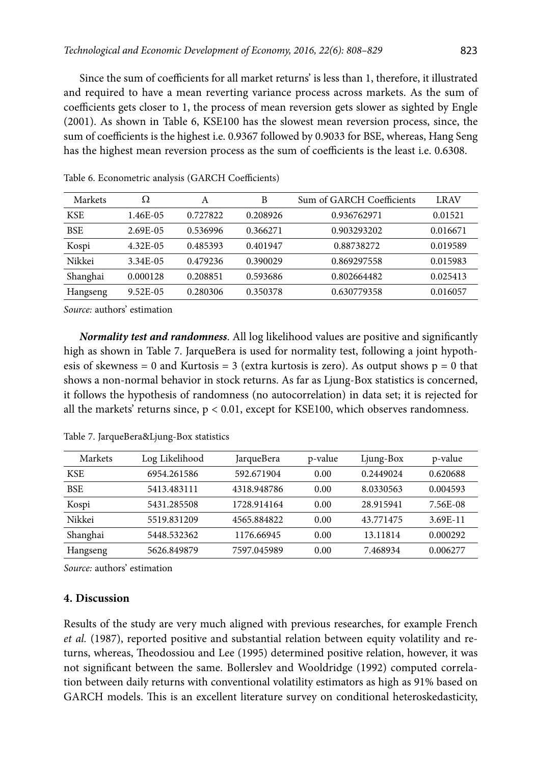Since the sum of coefficients for all market returns' is less than 1, therefore, it illustrated and required to have a mean reverting variance process across markets. As the sum of coefficients gets closer to 1, the process of mean reversion gets slower as sighted by Engle (2001). As shown in Table 6, KSE100 has the slowest mean reversion process, since, the sum of coefficients is the highest i.e. 0.9367 followed by 0.9033 for BSE, whereas, Hang Seng has the highest mean reversion process as the sum of coefficients is the least i.e. 0.6308.

Table 6. Econometric analysis (GARCH Coefficients)

| Markets | Ω | Α | Β | Sum of GARCH Coefficients | LRAV |
|---|---|---|---|---|---|
| KSE | 1.46E-05 | 0.727822 | 0.208926 | 0.936762971 | 0.01521 |
| BSE | 2.69E-05 | 0.536996 | 0.366271 | 0.903293202 | 0.016671 |
| Kospi | 4.32E-05 | 0.485393 | 0.401947 | 0.88738272 | 0.019589 |
| Nikkei | 3.34E-05 | 0.479236 | 0.390029 | 0.869297558 | 0.015983 |
| Shanghai | 0.000128 | 0.208851 | 0.593686 | 0.802664482 | 0.025413 |
| Hangseng | 9.52E-05 | 0.280306 | 0.350378 | 0.630779358 | 0.016057 |

*Source:* authors' estimation

***Normality test and randomness***. All log likelihood values are positive and significantly high as shown in Table 7. JarqueBera is used for normality test, following a joint hypothesis of skewness = 0 and Kurtosis = 3 (extra kurtosis is zero). As output shows $p = 0$ that shows a non-normal behavior in stock returns. As far as Ljung-Box statistics is concerned, it follows the hypothesis of randomness (no autocorrelation) in data set; it is rejected for all the markets' returns since, $p < 0.01$, except for KSE100, which observes randomness.

Table 7. JarqueBera&Ljung-Box statistics

| Markets | Log Likelihood | JarqueBera | p-value | Ljung-Box | p-value |
|---|---|---|---|---|---|
| KSE | 6954.261586 | 592.671904 | 0.00 | 0.2449024 | 0.620688 |
| BSE | 5413.483111 | 4318.948786 | 0.00 | 8.0330563 | 0.004593 |
| Kospi | 5431.285508 | 1728.914164 | 0.00 | 28.915941 | 7.56E-08 |
| Nikkei | 5519.831209 | 4565.884822 | 0.00 | 43.771475 | 3.69E-11 |
| Shanghai | 5448.532362 | 1176.66945 | 0.00 | 13.11814 | 0.000292 |
| Hangseng | 5626.849879 | 7597.045989 | 0.00 | 7.468934 | 0.006277 |

*Source:* authors' estimation

## 4. Discussion

Results of the study are very much aligned with previous researches, for example French *et al.* (1987), reported positive and substantial relation between equity volatility and returns, whereas, Theodossiou and Lee (1995) determined positive relation, however, it was not significant between the same. Bollerslev and Wooldridge (1992) computed correlation between daily returns with conventional volatility estimators as high as 91% based on GARCH models. This is an excellent literature survey on conditional heteroskedasticity,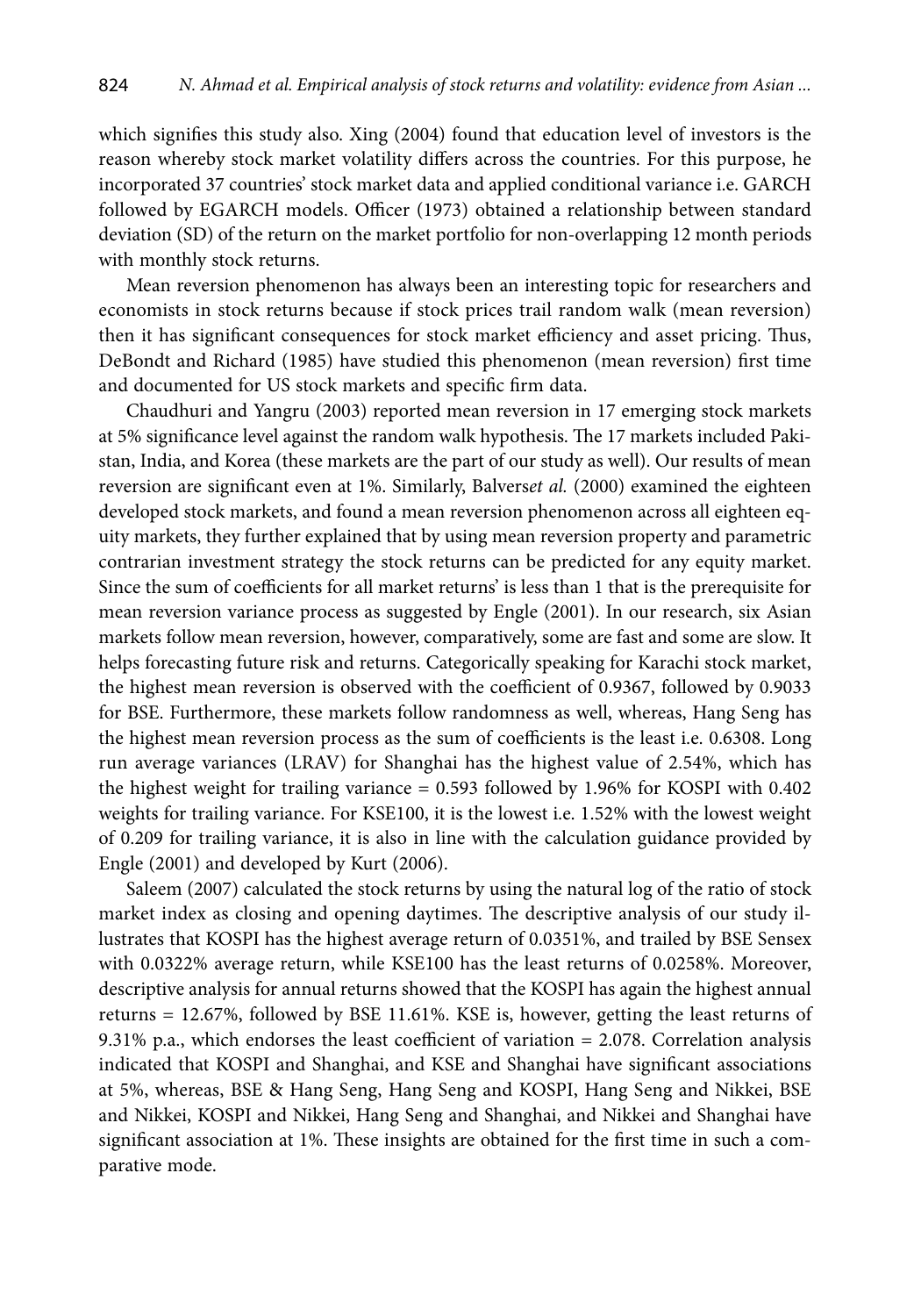which signifies this study also. Xing (2004) found that education level of investors is the reason whereby stock market volatility differs across the countries. For this purpose, he incorporated 37 countries' stock market data and applied conditional variance i.e. GARCH followed by EGARCH models. Officer (1973) obtained a relationship between standard deviation (SD) of the return on the market portfolio for non-overlapping 12 month periods with monthly stock returns.

Mean reversion phenomenon has always been an interesting topic for researchers and economists in stock returns because if stock prices trail random walk (mean reversion) then it has significant consequences for stock market efficiency and asset pricing. Thus, DeBondt and Richard (1985) have studied this phenomenon (mean reversion) first time and documented for US stock markets and specific firm data.

Chaudhuri and Yangru (2003) reported mean reversion in 17 emerging stock markets at 5% significance level against the random walk hypothesis. The 17 markets included Pakistan, India, and Korea (these markets are the part of our study as well). Our results of mean reversion are significant even at 1%. Similarly, Balvers*et al.* (2000) examined the eighteen developed stock markets, and found a mean reversion phenomenon across all eighteen equity markets, they further explained that by using mean reversion property and parametric contrarian investment strategy the stock returns can be predicted for any equity market. Since the sum of coefficients for all market returns' is less than 1 that is the prerequisite for mean reversion variance process as suggested by Engle (2001). In our research, six Asian markets follow mean reversion, however, comparatively, some are fast and some are slow. It helps forecasting future risk and returns. Categorically speaking for Karachi stock market, the highest mean reversion is observed with the coefficient of 0.9367, followed by 0.9033 for BSE. Furthermore, these markets follow randomness as well, whereas, Hang Seng has the highest mean reversion process as the sum of coefficients is the least i.e. 0.6308. Long run average variances (LRAV) for Shanghai has the highest value of 2.54%, which has the highest weight for trailing variance = 0.593 followed by 1.96% for KOSPI with 0.402 weights for trailing variance. For KSE100, it is the lowest i.e. 1.52% with the lowest weight of 0.209 for trailing variance, it is also in line with the calculation guidance provided by Engle (2001) and developed by Kurt (2006).

Saleem (2007) calculated the stock returns by using the natural log of the ratio of stock market index as closing and opening daytimes. The descriptive analysis of our study illustrates that KOSPI has the highest average return of 0.0351%, and trailed by BSE Sensex with 0.0322% average return, while KSE100 has the least returns of 0.0258%. Moreover, descriptive analysis for annual returns showed that the KOSPI has again the highest annual returns = 12.67%, followed by BSE 11.61%. KSE is, however, getting the least returns of 9.31% p.a., which endorses the least coefficient of variation = 2.078. Correlation analysis indicated that KOSPI and Shanghai, and KSE and Shanghai have significant associations at 5%, whereas, BSE & Hang Seng, Hang Seng and KOSPI, Hang Seng and Nikkei, BSE and Nikkei, KOSPI and Nikkei, Hang Seng and Shanghai, and Nikkei and Shanghai have significant association at 1%. These insights are obtained for the first time in such a comparative mode.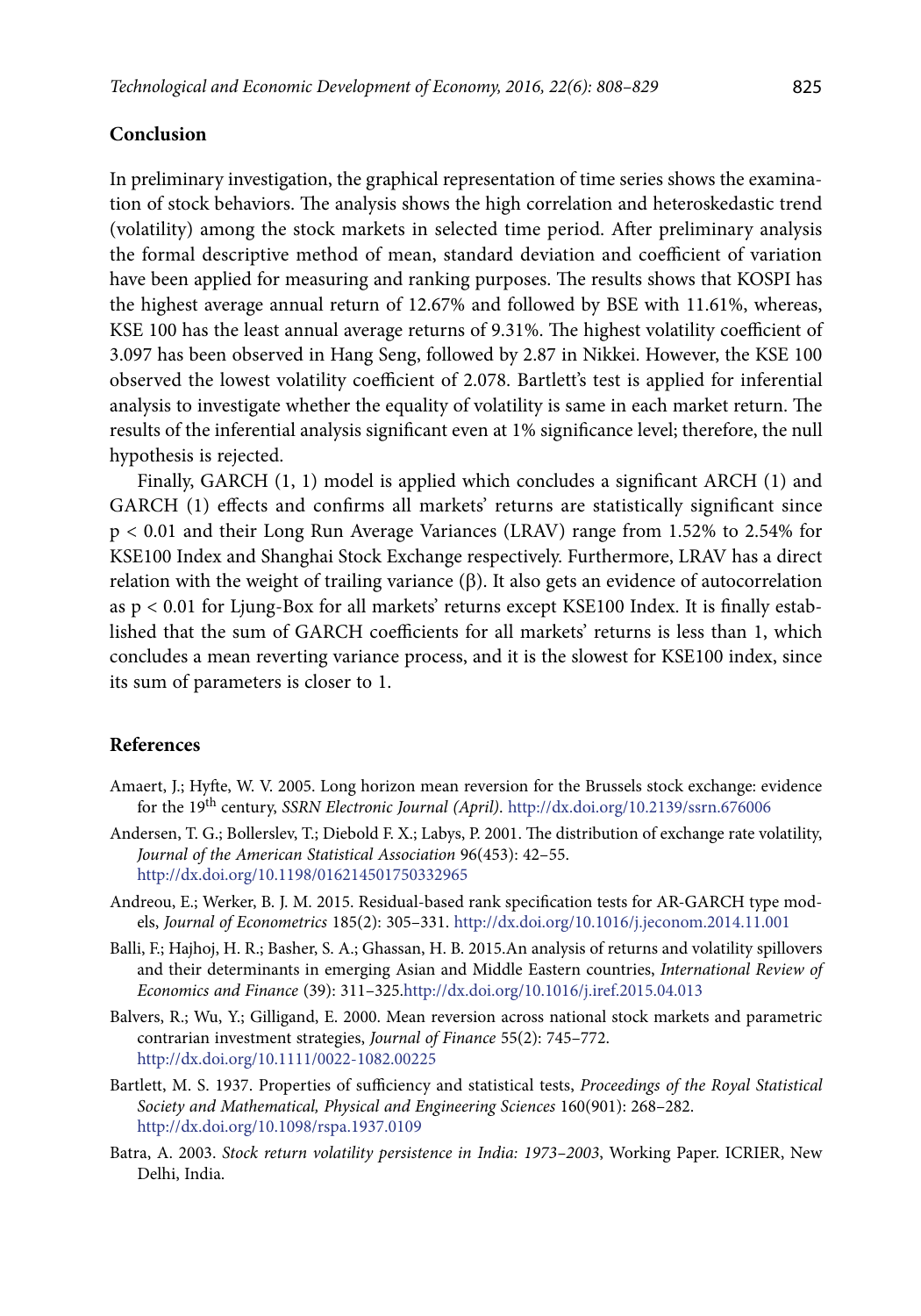## Conclusion

In preliminary investigation, the graphical representation of time series shows the examination of stock behaviors. The analysis shows the high correlation and heteroskedastic trend (volatility) among the stock markets in selected time period. After preliminary analysis the formal descriptive method of mean, standard deviation and coefficient of variation have been applied for measuring and ranking purposes. The results shows that KOSPI has the highest average annual return of 12.67% and followed by BSE with 11.61%, whereas, KSE 100 has the least annual average returns of 9.31%. The highest volatility coefficient of 3.097 has been observed in Hang Seng, followed by 2.87 in Nikkei. However, the KSE 100 observed the lowest volatility coefficient of 2.078. Bartlett's test is applied for inferential analysis to investigate whether the equality of volatility is same in each market return. The results of the inferential analysis significant even at 1% significance level; therefore, the null hypothesis is rejected.

Finally, GARCH (1, 1) model is applied which concludes a significant ARCH (1) and GARCH (1) effects and confirms all markets' returns are statistically significant since $p < 0.01$ and their Long Run Average Variances (LRAV) range from 1.52% to 2.54% for KSE100 Index and Shanghai Stock Exchange respectively. Furthermore, LRAV has a direct relation with the weight of trailing variance ($\beta$). It also gets an evidence of autocorrelation as $p < 0.01$ for Ljung-Box for all markets' returns except KSE100 Index. It is finally established that the sum of GARCH coefficients for all markets' returns is less than 1, which concludes a mean reverting variance process, and it is the slowest for KSE100 index, since its sum of parameters is closer to 1.

## References

Amaert, J.; Hyfte, W. V. 2005. Long horizon mean reversion for the Brussels stock exchange: evidence for the 19th century, *SSRN Electronic Journal (April)*. http://dx.doi.org/10.2139/ssrn.676006

Andersen, T. G.; Bollerslev, T.; Diebold F. X.; Labys, P. 2001. The distribution of exchange rate volatility, *Journal of the American Statistical Association* 96(453): 42–55. http://dx.doi.org/10.1198/016214501750332965

Andreou, E.; Werker, B. J. M. 2015. Residual-based rank specification tests for AR-GARCH type models, *Journal of Econometrics* 185(2): 305–331. http://dx.doi.org/10.1016/j.jeconom.2014.11.001

Balli, F.; Hajhoj, H. R.; Basher, S. A.; Ghassan, H. B. 2015.An analysis of returns and volatility spillovers and their determinants in emerging Asian and Middle Eastern countries, *International Review of Economics and Finance* (39): 311–325.http://dx.doi.org/10.1016/j.iref.2015.04.013

Balvers, R.; Wu, Y.; Gilligand, E. 2000. Mean reversion across national stock markets and parametric contrarian investment strategies, *Journal of Finance* 55(2): 745–772. http://dx.doi.org/10.1111/0022-1082.00225

Bartlett, M. S. 1937. Properties of sufficiency and statistical tests, *Proceedings of the Royal Statistical Society and Mathematical, Physical and Engineering Sciences* 160(901): 268–282. http://dx.doi.org/10.1098/rspa.1937.0109

Batra, A. 2003. *Stock return volatility persistence in India: 1973–2003*, Working Paper. ICRIER, New Delhi, India.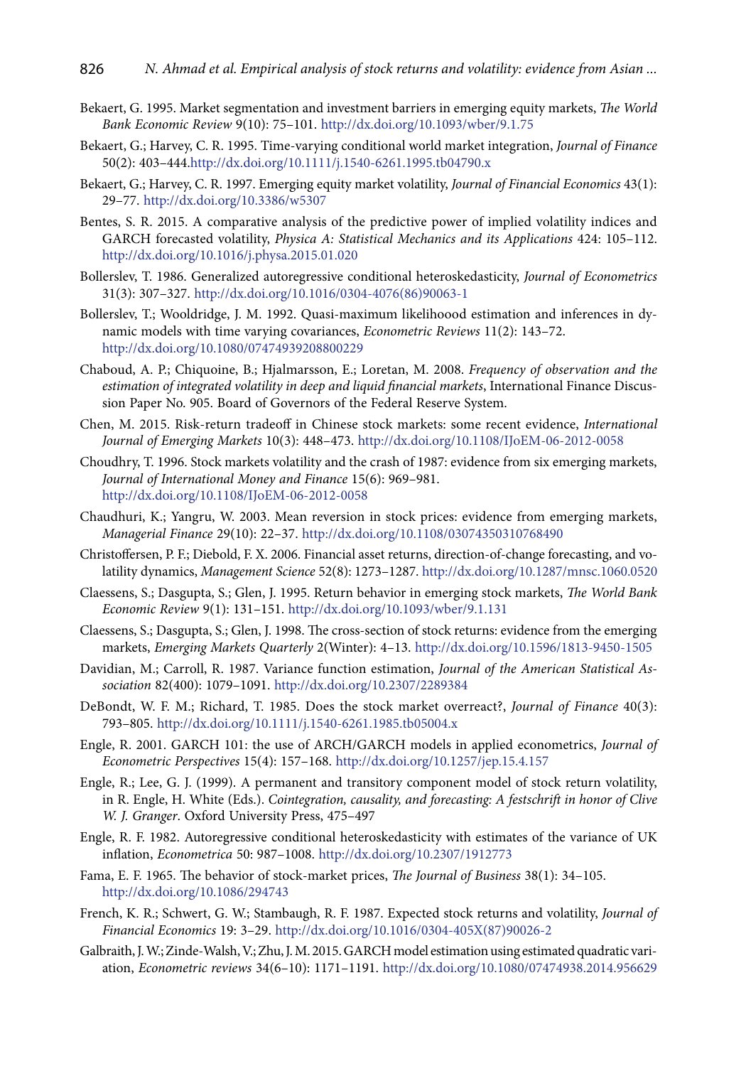Bekaert, G. 1995. Market segmentation and investment barriers in emerging equity markets, *The World Bank Economic Review* 9(10): 75–101. http://dx.doi.org/10.1093/wber/9.1.75

Bekaert, G.; Harvey, C. R. 1995. Time-varying conditional world market integration, *Journal of Finance* 50(2): 403–444.http://dx.doi.org/10.1111/j.1540-6261.1995.tb04790.x

Bekaert, G.; Harvey, C. R. 1997. Emerging equity market volatility, *Journal of Financial Economics* 43(1): 29–77. http://dx.doi.org/10.3386/w5307

Bentes, S. R. 2015. A comparative analysis of the predictive power of implied volatility indices and GARCH forecasted volatility, *Physica A: Statistical Mechanics and its Applications* 424: 105–112. http://dx.doi.org/10.1016/j.physa.2015.01.020

Bollerslev, T. 1986. Generalized autoregressive conditional heteroskedasticity, *Journal of Econometrics* 31(3): 307–327. http://dx.doi.org/10.1016/0304-4076(86)90063-1

Bollerslev, T.; Wooldridge, J. M. 1992. Quasi-maximum likelihoood estimation and inferences in dynamic models with time varying covariances, *Econometric Reviews* 11(2): 143–72. http://dx.doi.org/10.1080/07474939208800229

Chaboud, A. P.; Chiquoine, B.; Hjalmarsson, E.; Loretan, M. 2008. *Frequency of observation and the estimation of integrated volatility in deep and liquid financial markets*, International Finance Discussion Paper No. 905. Board of Governors of the Federal Reserve System.

Chen, M. 2015. Risk-return tradeoff in Chinese stock markets: some recent evidence, *International Journal of Emerging Markets* 10(3): 448–473. http://dx.doi.org/10.1108/IJoEM-06-2012-0058

Choudhry, T. 1996. Stock markets volatility and the crash of 1987: evidence from six emerging markets, *Journal of International Money and Finance* 15(6): 969–981. http://dx.doi.org/10.1108/IJoEM-06-2012-0058

Chaudhuri, K.; Yangru, W. 2003. Mean reversion in stock prices: evidence from emerging markets, *Managerial Finance* 29(10): 22–37. http://dx.doi.org/10.1108/03074350310768490

Christoffersen, P. F.; Diebold, F. X. 2006. Financial asset returns, direction-of-change forecasting, and volatility dynamics, *Management Science* 52(8): 1273–1287. http://dx.doi.org/10.1287/mnsc.1060.0520

Claessens, S.; Dasgupta, S.; Glen, J. 1995. Return behavior in emerging stock markets, *The World Bank Economic Review* 9(1): 131–151. http://dx.doi.org/10.1093/wber/9.1.131

Claessens, S.; Dasgupta, S.; Glen, J. 1998. The cross-section of stock returns: evidence from the emerging markets, *Emerging Markets Quarterly* 2(Winter): 4–13. http://dx.doi.org/10.1596/1813-9450-1505

Davidian, M.; Carroll, R. 1987. Variance function estimation, *Journal of the American Statistical Association* 82(400): 1079–1091. http://dx.doi.org/10.2307/2289384

DeBondt, W. F. M.; Richard, T. 1985. Does the stock market overreact?, *Journal of Finance* 40(3): 793–805. http://dx.doi.org/10.1111/j.1540-6261.1985.tb05004.x

Engle, R. 2001. GARCH 101: the use of ARCH/GARCH models in applied econometrics, *Journal of Econometric Perspectives* 15(4): 157–168. http://dx.doi.org/10.1257/jep.15.4.157

Engle, R.; Lee, G. J. (1999). A permanent and transitory component model of stock return volatility, in R. Engle, H. White (Eds.). *Cointegration, causality, and forecasting: A festschrift in honor of Clive W. J. Granger*. Oxford University Press, 475–497

Engle, R. F. 1982. Autoregressive conditional heteroskedasticity with estimates of the variance of UK inflation, *Econometrica* 50: 987–1008. http://dx.doi.org/10.2307/1912773

Fama, E. F. 1965. The behavior of stock-market prices, *The Journal of Business* 38(1): 34–105. http://dx.doi.org/10.1086/294743

French, K. R.; Schwert, G. W.; Stambaugh, R. F. 1987. Expected stock returns and volatility, *Journal of Financial Economics* 19: 3–29. http://dx.doi.org/10.1016/0304-405X(87)90026-2

Galbraith, J. W.; Zinde-Walsh, V.; Zhu, J. M. 2015. GARCH model estimation using estimated quadratic variation, *Econometric reviews* 34(6–10): 1171–1191. http://dx.doi.org/10.1080/07474938.2014.956629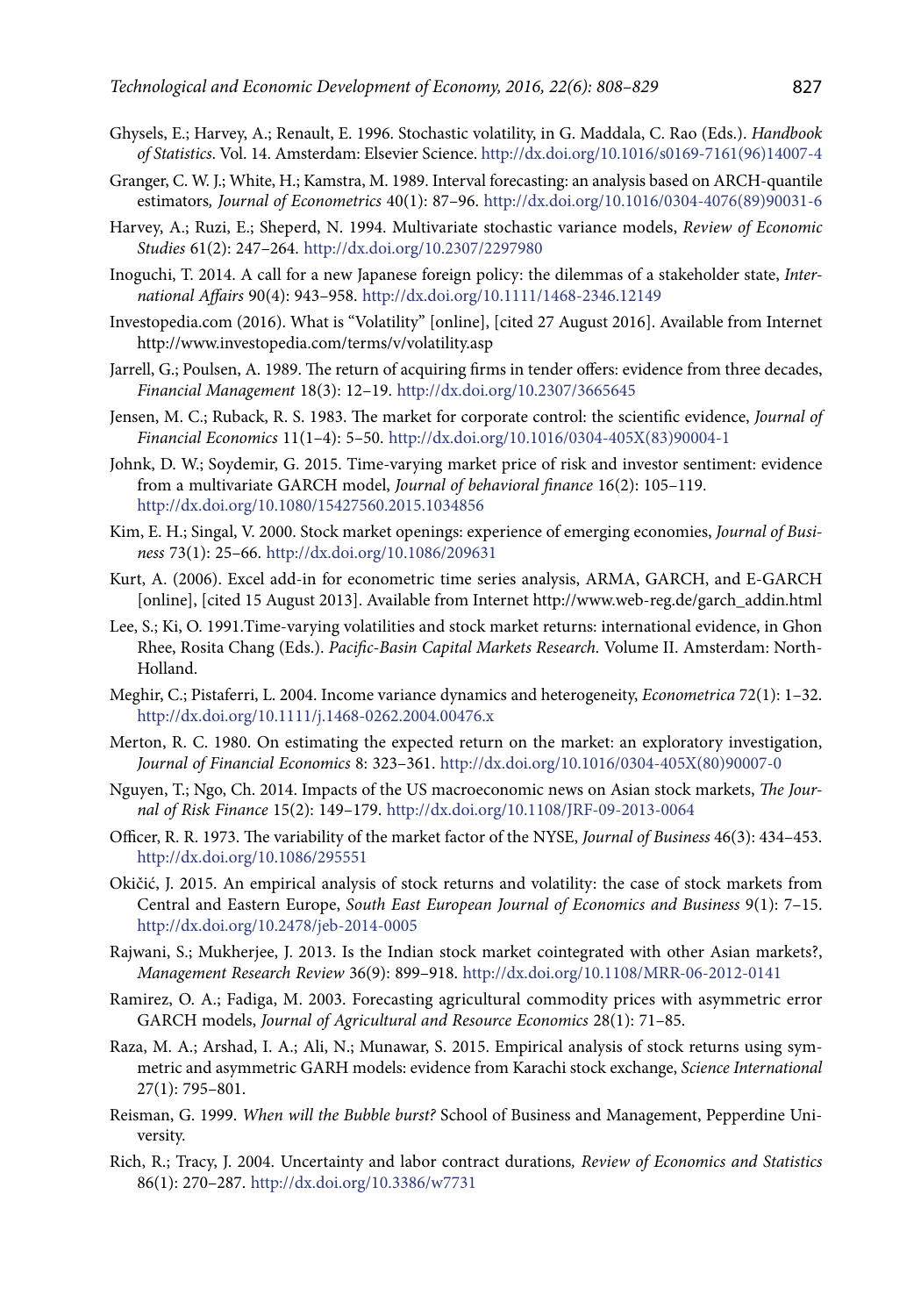Ghysels, E.; Harvey, A.; Renault, E. 1996. Stochastic volatility, in G. Maddala, C. Rao (Eds.). *Handbook of Statistics*. Vol. 14. Amsterdam: Elsevier Science. http://dx.doi.org/10.1016/s0169-7161(96)14007-4

Granger, C. W. J.; White, H.; Kamstra, M. 1989. Interval forecasting: an analysis based on ARCH-quantile estimators*, Journal of Econometrics* 40(1): 87–96. http://dx.doi.org/10.1016/0304-4076(89)90031-6

Harvey, A.; Ruzi, E.; Sheperd, N. 1994. Multivariate stochastic variance models, *Review of Economic Studies* 61(2): 247–264. http://dx.doi.org/10.2307/2297980

Inoguchi, T. 2014. A call for a new Japanese foreign policy: the dilemmas of a stakeholder state, *International Affairs* 90(4): 943–958. http://dx.doi.org/10.1111/1468-2346.12149

Investopedia.com (2016). What is "Volatility" [online], [cited 27 August 2016]. Available from Internet http://www.investopedia.com/terms/v/volatility.asp

Jarrell, G.; Poulsen, A. 1989. The return of acquiring firms in tender offers: evidence from three decades, *Financial Management* 18(3): 12–19. http://dx.doi.org/10.2307/3665645

Jensen, M. C.; Ruback, R. S. 1983. The market for corporate control: the scientific evidence, *Journal of Financial Economics* 11(1–4): 5–50. http://dx.doi.org/10.1016/0304-405X(83)90004-1

Johnk, D. W.; Soydemir, G. 2015. Time-varying market price of risk and investor sentiment: evidence from a multivariate GARCH model, *Journal of behavioral finance* 16(2): 105–119. http://dx.doi.org/10.1080/15427560.2015.1034856

Kim, E. H.; Singal, V. 2000. Stock market openings: experience of emerging economies, *Journal of Business* 73(1): 25–66. http://dx.doi.org/10.1086/209631

Kurt, A. (2006). Excel add-in for econometric time series analysis, ARMA, GARCH, and E-GARCH [online], [cited 15 August 2013]. Available from Internet http://www.web-reg.de/garch_addin.html

Lee, S.; Ki, O. 1991.Time-varying volatilities and stock market returns: international evidence, in Ghon Rhee, Rosita Chang (Eds.). *Pacific-Basin Capital Markets Research.* Volume II. Amsterdam: North-Holland.

Meghir, C.; Pistaferri, L. 2004. Income variance dynamics and heterogeneity, *Econometrica* 72(1): 1–32. http://dx.doi.org/10.1111/j.1468-0262.2004.00476.x

Merton, R. C. 1980. On estimating the expected return on the market: an exploratory investigation, *Journal of Financial Economics* 8: 323–361. http://dx.doi.org/10.1016/0304-405X(80)90007-0

Nguyen, T.; Ngo, Ch. 2014. Impacts of the US macroeconomic news on Asian stock markets, *The Journal of Risk Finance* 15(2): 149–179. http://dx.doi.org/10.1108/JRF-09-2013-0064

Officer, R. R. 1973. The variability of the market factor of the NYSE, *Journal of Business* 46(3): 434–453. http://dx.doi.org/10.1086/295551

Okičić, J. 2015. An empirical analysis of stock returns and volatility: the case of stock markets from Central and Eastern Europe, *South East European Journal of Economics and Business* 9(1): 7–15. http://dx.doi.org/10.2478/jeb-2014-0005

Rajwani, S.; Mukherjee, J. 2013. Is the Indian stock market cointegrated with other Asian markets?, *Management Research Review* 36(9): 899–918. http://dx.doi.org/10.1108/MRR-06-2012-0141

Ramirez, O. A.; Fadiga, M. 2003. Forecasting agricultural commodity prices with asymmetric error GARCH models, *Journal of Agricultural and Resource Economics* 28(1): 71–85.

Raza, M. A.; Arshad, I. A.; Ali, N.; Munawar, S. 2015. Empirical analysis of stock returns using symmetric and asymmetric GARH models: evidence from Karachi stock exchange, *Science International* 27(1): 795–801.

Reisman, G. 1999. *When will the Bubble burst?* School of Business and Management, Pepperdine University.

Rich, R.; Tracy, J. 2004. Uncertainty and labor contract durations*, Review of Economics and Statistics* 86(1): 270–287. http://dx.doi.org/10.3386/w7731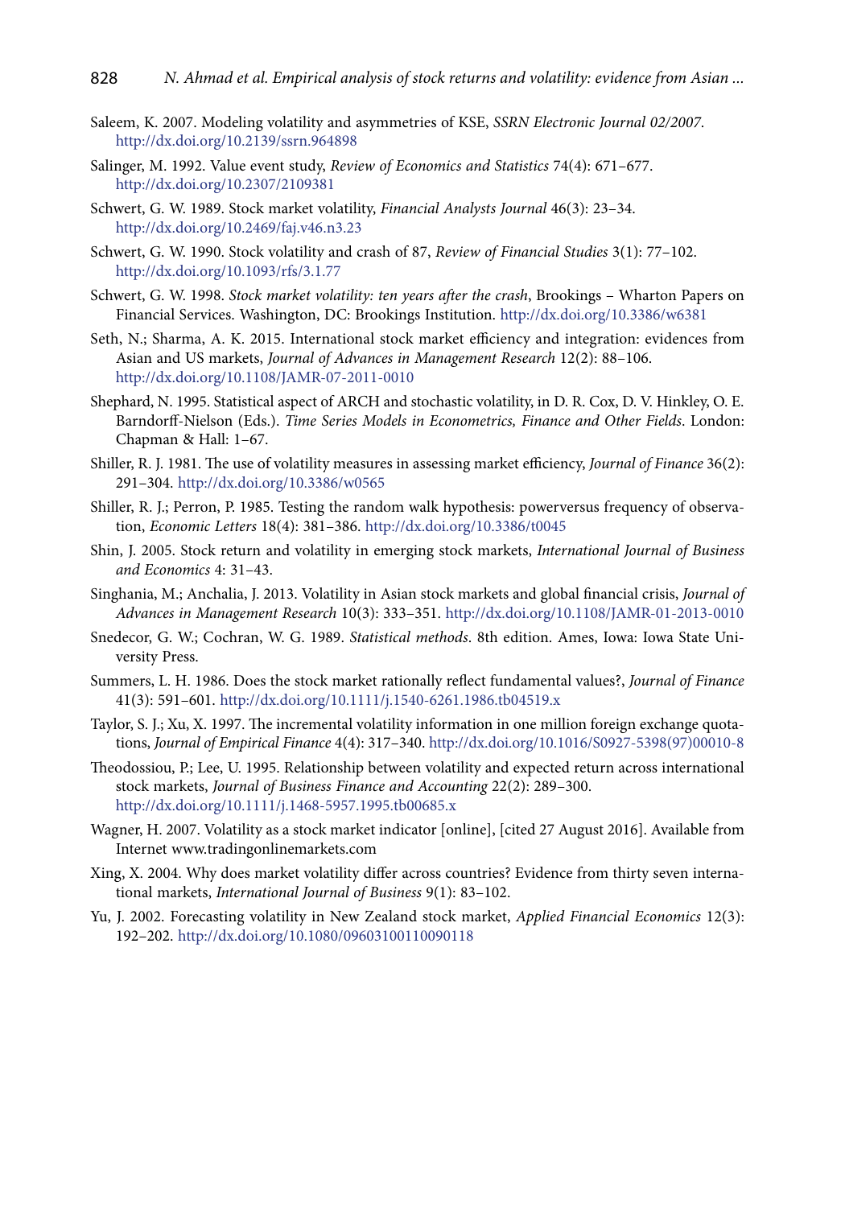Saleem, K. 2007. Modeling volatility and asymmetries of KSE, *SSRN Electronic Journal 02/2007*. http://dx.doi.org/10.2139/ssrn.964898

Salinger, M. 1992. Value event study, *Review of Economics and Statistics* 74(4): 671–677. http://dx.doi.org/10.2307/2109381

Schwert, G. W. 1989. Stock market volatility, *Financial Analysts Journal* 46(3): 23–34. http://dx.doi.org/10.2469/faj.v46.n3.23

Schwert, G. W. 1990. Stock volatility and crash of 87, *Review of Financial Studies* 3(1): 77–102. http://dx.doi.org/10.1093/rfs/3.1.77

Schwert, G. W. 1998. *Stock market volatility: ten years after the crash*, Brookings – Wharton Papers on Financial Services. Washington, DC: Brookings Institution. http://dx.doi.org/10.3386/w6381

Seth, N.; Sharma, A. K. 2015. International stock market efficiency and integration: evidences from Asian and US markets, *Journal of Advances in Management Research* 12(2): 88–106. http://dx.doi.org/10.1108/JAMR-07-2011-0010

Shephard, N. 1995. Statistical aspect of ARCH and stochastic volatility, in D. R. Cox, D. V. Hinkley, O. E. Barndorff-Nielson (Eds.). *Time Series Models in Econometrics, Finance and Other Fields*. London: Chapman & Hall: 1–67.

Shiller, R. J. 1981. The use of volatility measures in assessing market efficiency, *Journal of Finance* 36(2): 291–304. http://dx.doi.org/10.3386/w0565

Shiller, R. J.; Perron, P. 1985. Testing the random walk hypothesis: powerversus frequency of observation, *Economic Letters* 18(4): 381–386. http://dx.doi.org/10.3386/t0045

Shin, J. 2005. Stock return and volatility in emerging stock markets, *International Journal of Business and Economics* 4: 31–43.

Singhania, M.; Anchalia, J. 2013. Volatility in Asian stock markets and global financial crisis, *Journal of Advances in Management Research* 10(3): 333–351. http://dx.doi.org/10.1108/JAMR-01-2013-0010

Snedecor, G. W.; Cochran, W. G. 1989. *Statistical methods*. 8th edition. Ames, Iowa: Iowa State University Press.

Summers, L. H. 1986. Does the stock market rationally reflect fundamental values?, *Journal of Finance* 41(3): 591–601. http://dx.doi.org/10.1111/j.1540-6261.1986.tb04519.x

Taylor, S. J.; Xu, X. 1997. The incremental volatility information in one million foreign exchange quotations, *Journal of Empirical Finance* 4(4): 317–340. http://dx.doi.org/10.1016/S0927-5398(97)00010-8

Theodossiou, P.; Lee, U. 1995. Relationship between volatility and expected return across international stock markets, *Journal of Business Finance and Accounting* 22(2): 289–300. http://dx.doi.org/10.1111/j.1468-5957.1995.tb00685.x

Wagner, H. 2007. Volatility as a stock market indicator [online], [cited 27 August 2016]. Available from Internet www.tradingonlinemarkets.com

Xing, X. 2004. Why does market volatility differ across countries? Evidence from thirty seven international markets, *International Journal of Business* 9(1): 83–102.

Yu, J. 2002. Forecasting volatility in New Zealand stock market, *Applied Financial Economics* 12(3): 192–202. http://dx.doi.org/10.1080/09603100110090118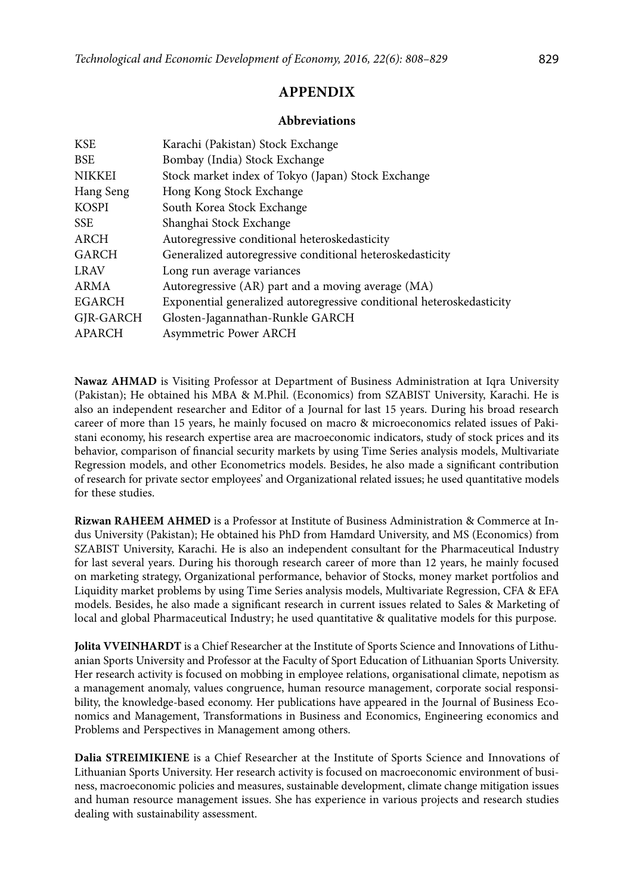# APPENDIX

### Abbreviations

| | |
|---|---|
| KSE | Karachi (Pakistan) Stock Exchange |
| BSE | Bombay (India) Stock Exchange |
| NIKKEI | Stock market index of Tokyo (Japan) Stock Exchange |
| Hang Seng | Hong Kong Stock Exchange |
| KOSPI | South Korea Stock Exchange |
| SSE | Shanghai Stock Exchange |
| ARCH | Autoregressive conditional heteroskedasticity |
| GARCH | Generalized autoregressive conditional heteroskedasticity |
| LRAV | Long run average variances |
| ARMA | Autoregressive (AR) part and a moving average (MA) |
| EGARCH | Exponential generalized autoregressive conditional heteroskedasticity |
| GJR-GARCH | Glosten-Jagannathan-Runkle GARCH |
| APARCH | Asymmetric Power ARCH |

**Nawaz AHMAD** is Visiting Professor at Department of Business Administration at Iqra University (Pakistan); He obtained his MBA & M.Phil. (Economics) from SZABIST University, Karachi. He is also an independent researcher and Editor of a Journal for last 15 years. During his broad research career of more than 15 years, he mainly focused on macro & microeconomics related issues of Pakistani economy, his research expertise area are macroeconomic indicators, study of stock prices and its behavior, comparison of financial security markets by using Time Series analysis models, Multivariate Regression models, and other Econometrics models. Besides, he also made a significant contribution of research for private sector employees' and Organizational related issues; he used quantitative models for these studies.

**Rizwan RAHEEM AHMED** is a Professor at Institute of Business Administration & Commerce at Indus University (Pakistan); He obtained his PhD from Hamdard University, and MS (Economics) from SZABIST University, Karachi. He is also an independent consultant for the Pharmaceutical Industry for last several years. During his thorough research career of more than 12 years, he mainly focused on marketing strategy, Organizational performance, behavior of Stocks, money market portfolios and Liquidity market problems by using Time Series analysis models, Multivariate Regression, CFA & EFA models. Besides, he also made a significant research in current issues related to Sales & Marketing of local and global Pharmaceutical Industry; he used quantitative & qualitative models for this purpose.

**Jolita VVEINHARDT** is a Chief Researcher at the Institute of Sports Science and Innovations of Lithuanian Sports University and Professor at the Faculty of Sport Education of Lithuanian Sports University. Her research activity is focused on mobbing in employee relations, organisational climate, nepotism as a management anomaly, values congruence, human resource management, corporate social responsibility, the knowledge-based economy. Her publications have appeared in the Journal of Business Economics and Management, Transformations in Business and Economics, Engineering economics and Problems and Perspectives in Management among others.

**Dalia STREIMIKIENE** is a Chief Researcher at the Institute of Sports Science and Innovations of Lithuanian Sports University. Her research activity is focused on macroeconomic environment of business, macroeconomic policies and measures, sustainable development, climate change mitigation issues and human resource management issues. She has experience in various projects and research studies dealing with sustainability assessment.